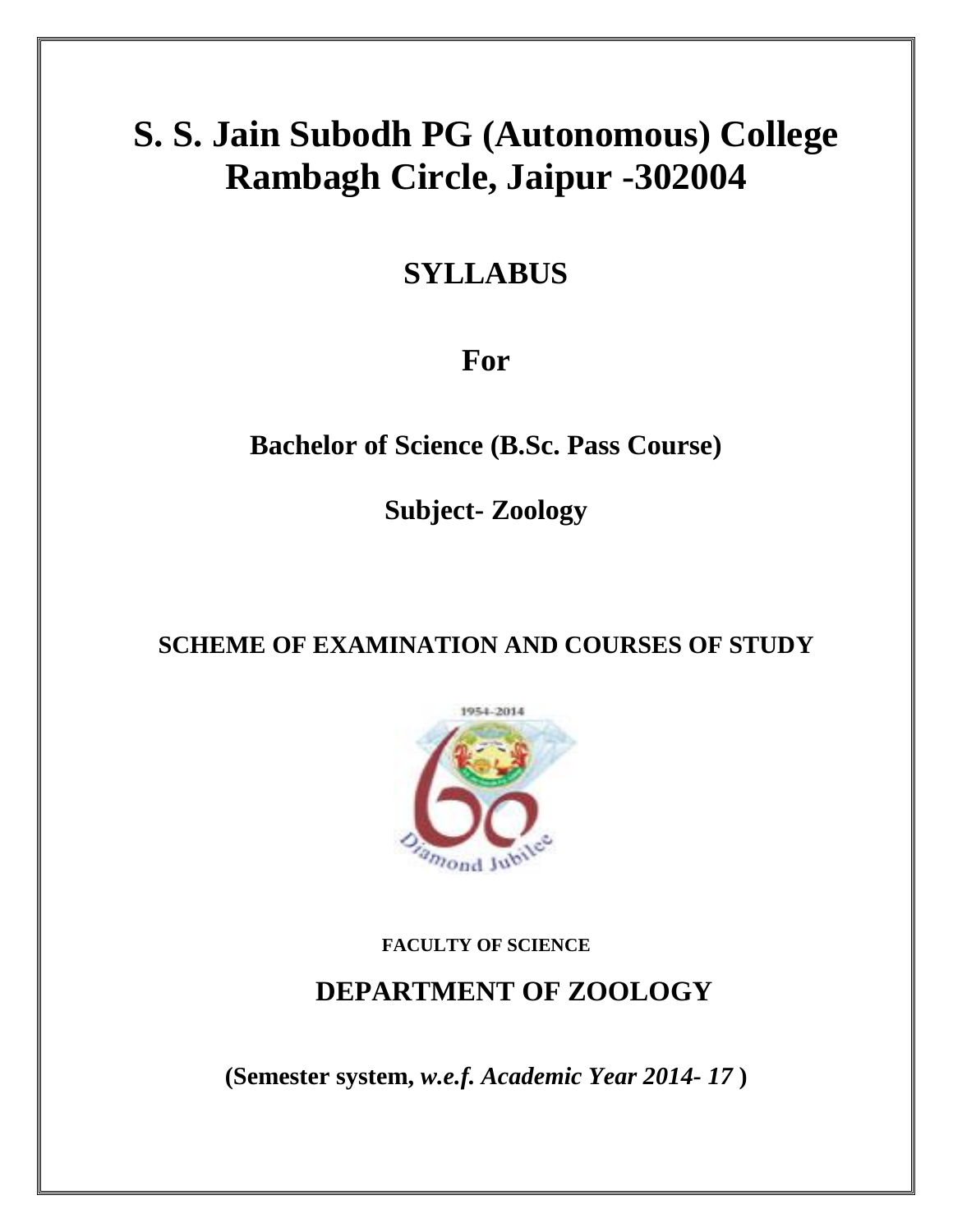# S. S. Jain Subodh PG (Autonomous) College Rambagh Circle, Jaipur -302004

## SYLLABUS

## For

### Bachelor of Science (B.Sc. Pass Course)

### Subject- Zoology

### SCHEME OF EXAMINATION AND COURSES OF STUDY

**FACULTY OF SCIENCE**

## DEPARTMENT OF ZOOLOGY

**(Semester system, *w.e.f. Academic Year 2014- 17* )**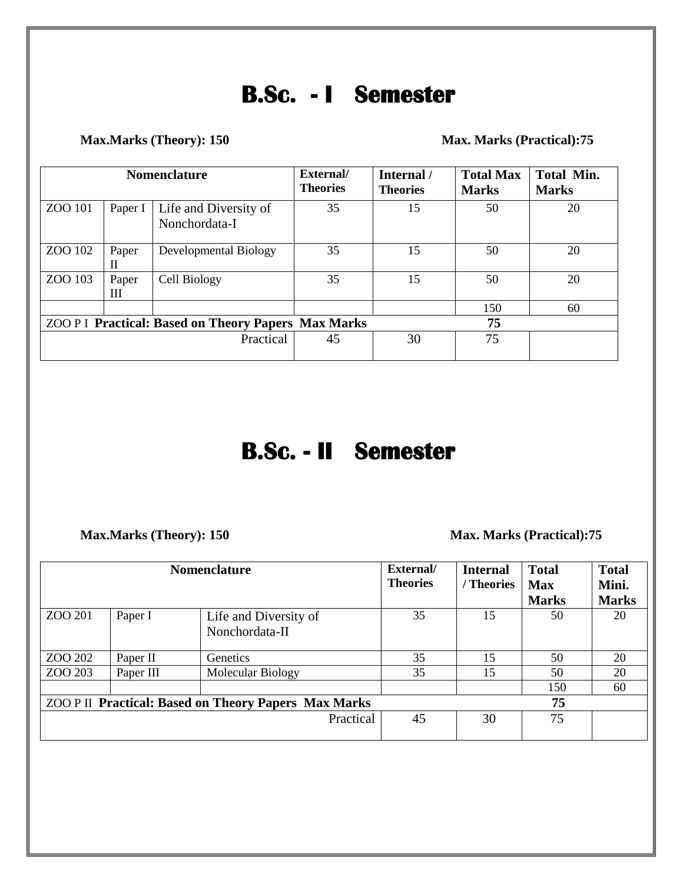# B.Sc. - I Semester

**Max.Marks (Theory): 150** **Max. Marks (Practical):75**

| Nomenclature | | | External/ Theories | Internal / Theories | Total Max Marks | Total Min. Marks |
|---|---|---|---|---|---|---|
| ZOO 101 | Paper I | Life and Diversity of Nonchordata-I | 35 | 15 | 50 | 20 |
| ZOO 102 | Paper II | Developmental Biology | 35 | 15 | 50 | 20 |
| ZOO 103 | Paper III | Cell Biology | 35 | 15 | 50 | 20 |
| | | | | | 150 | 60 |
| ZOO P I **Practical: Based on Theory Papers Max Marks** | | | | | **75** | |
| | | Practical | 45 | 30 | 75 | |

# B.Sc. - II Semester

**Max.Marks (Theory): 150** **Max. Marks (Practical):75**

| Nomenclature | | | External/ Theories | Internal / Theories | Total Max Marks | Total Mini. Marks |
|---|---|---|---|---|---|---|
| ZOO 201 | Paper I | Life and Diversity of Nonchordata-II | 35 | 15 | 50 | 20 |
| ZOO 202 | Paper II | Genetics | 35 | 15 | 50 | 20 |
| ZOO 203 | Paper III | Molecular Biology | 35 | 15 | 50 | 20 |
| | | | | | 150 | 60 |
| ZOO P II **Practical: Based on Theory Papers Max Marks** | | | | | **75** | |
| | | Practical | 45 | 30 | 75 | |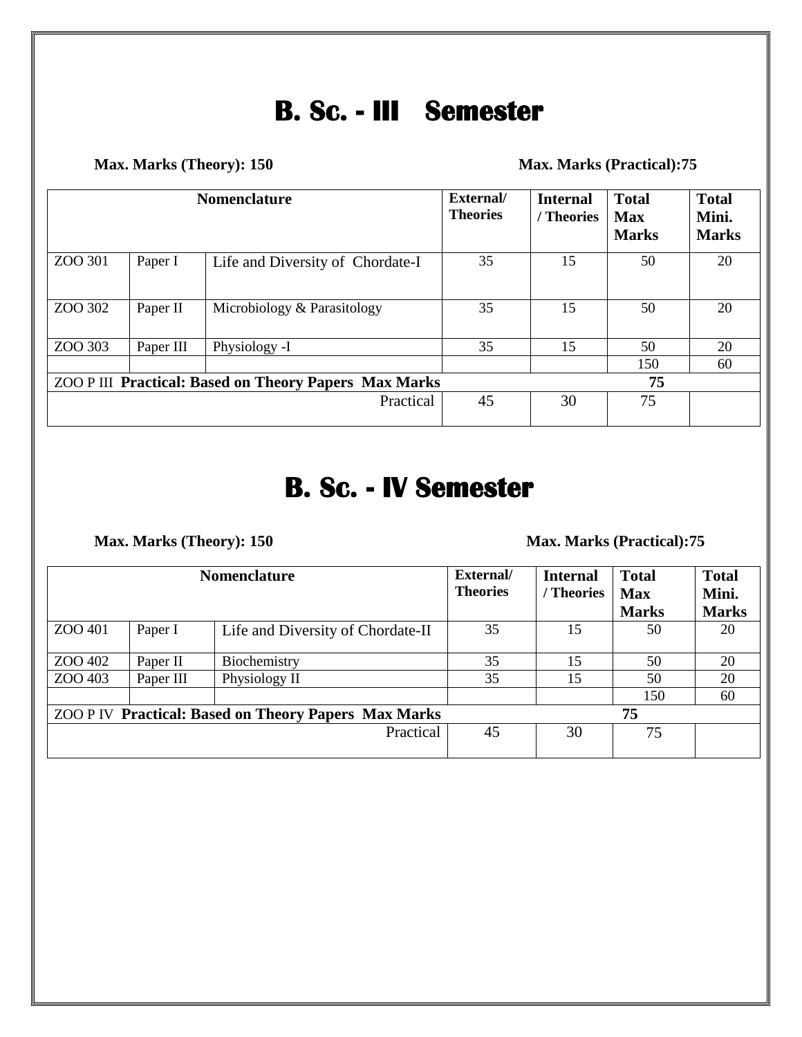# B. Sc. - III Semester

**Max. Marks (Theory): 150** **Max. Marks (Practical):75**

| Nomenclature | | | External/ Theories | Internal / Theories | Total Max Marks | Total Mini. Marks |
|---|---|---|---|---|---|---|
| ZOO 301 | Paper I | Life and Diversity of Chordate-I | 35 | 15 | 50 | 20 |
| ZOO 302 | Paper II | Microbiology & Parasitology | 35 | 15 | 50 | 20 |
| ZOO 303 | Paper III | Physiology -I | 35 | 15 | 50 | 20 |
| | | | | | 150 | 60 |
| ZOO P III **Practical: Based on Theory Papers Max Marks** | | | | | **75** | |
| | | Practical | 45 | 30 | 75 | |

# B. Sc. - IV Semester

**Max. Marks (Theory): 150** **Max. Marks (Practical):75**

| Nomenclature | | | External/ Theories | Internal / Theories | Total Max Marks | Total Mini. Marks |
|---|---|---|---|---|---|---|
| ZOO 401 | Paper I | Life and Diversity of Chordate-II | 35 | 15 | 50 | 20 |
| ZOO 402 | Paper II | Biochemistry | 35 | 15 | 50 | 20 |
| ZOO 403 | Paper III | Physiology II | 35 | 15 | 50 | 20 |
| | | | | | 150 | 60 |
| ZOO P IV **Practical: Based on Theory Papers Max Marks** | | | | | **75** | |
| | | Practical | 45 | 30 | 75 | |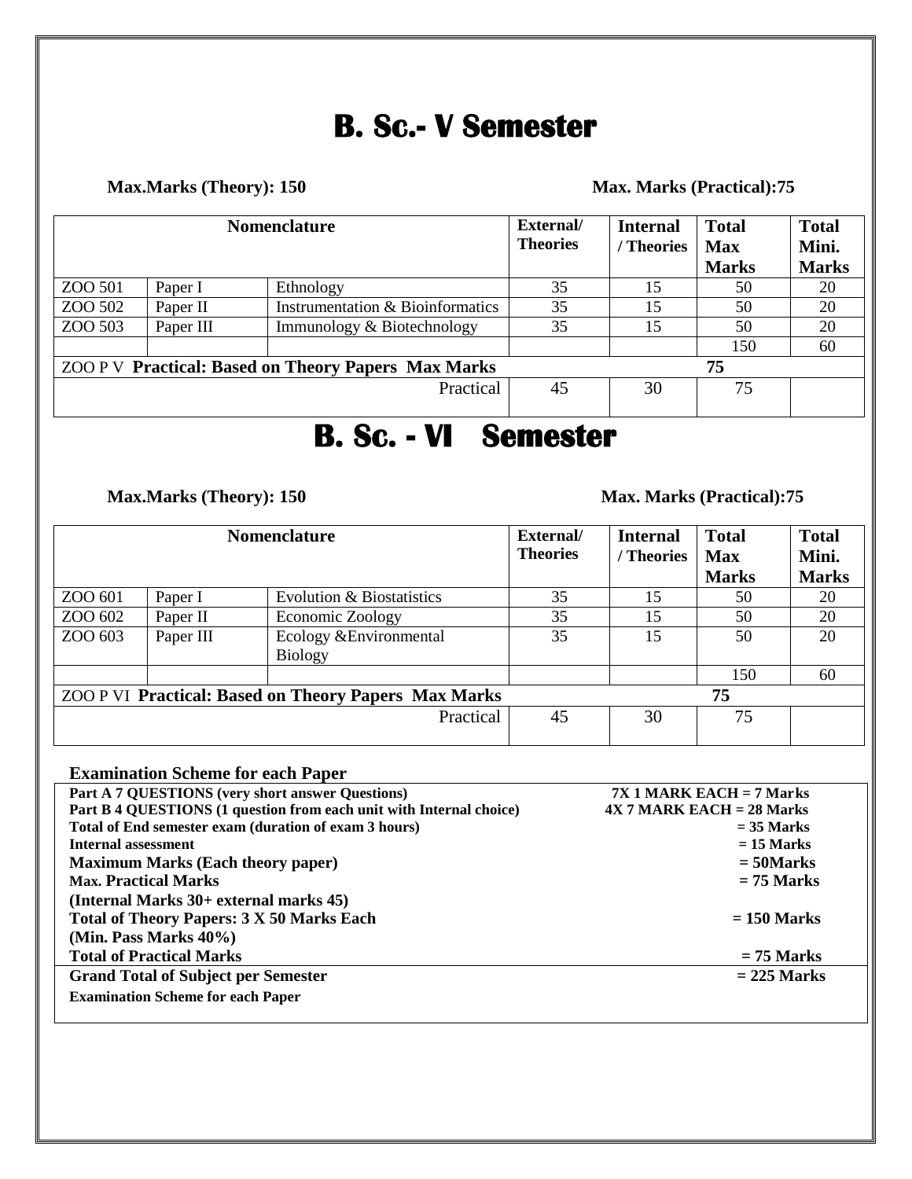# B. Sc.- V Semester

**Max.Marks (Theory): 150** **Max. Marks (Practical):75**

| Nomenclature | | | External/ Theories | Internal / Theories | Total Max Marks | Total Mini. Marks |
|---|---|---|---|---|---|---|
| ZOO 501 | Paper I | Ethnology | 35 | 15 | 50 | 20 |
| ZOO 502 | Paper II | Instrumentation & Bioinformatics | 35 | 15 | 50 | 20 |
| ZOO 503 | Paper III | Immunology & Biotechnology | 35 | 15 | 50 | 20 |
| | | | | | 150 | 60 |
| ZOO P V **Practical: Based on Theory Papers Max Marks** | | | | | **75** | |
| | | Practical | 45 | 30 | 75 | |

# B. Sc. - VI Semester

**Max.Marks (Theory): 150** **Max. Marks (Practical):75**

| Nomenclature | | | External/ Theories | Internal / Theories | Total Max Marks | Total Mini. Marks |
|---|---|---|---|---|---|---|
| ZOO 601 | Paper I | Evolution & Biostatistics | 35 | 15 | 50 | 20 |
| ZOO 602 | Paper II | Economic Zoology | 35 | 15 | 50 | 20 |
| ZOO 603 | Paper III | Ecology &Environmental Biology | 35 | 15 | 50 | 20 |
| | | | | | 150 | 60 |
| ZOO P VI **Practical: Based on Theory Papers Max Marks** | | | | | **75** | |
| | | Practical | 45 | 30 | 75 | |

**Examination Scheme for each Paper**

| | |
|---|---|
| **Part A 7 QUESTIONS (very short answer Questions)** | **7X 1 MARK EACH = 7 Marks** |
| **Part B 4 QUESTIONS (1 question from each unit with Internal choice)** | **4X 7 MARK EACH = 28 Marks** |
| **Total of End semester exam (duration of exam 3 hours)** | **= 35 Marks** |
| **Internal assessment** | **= 15 Marks** |
| **Maximum Marks (Each theory paper)** | **= 50Marks** |
| **Max. Practical Marks** | **= 75 Marks** |
| **(Internal Marks 30+ external marks 45)** | |
| **Total of Theory Papers: 3 X 50 Marks Each** | **= 150 Marks** |
| **(Min. Pass Marks 40%)** | |
| **Total of Practical Marks** | **= 75 Marks** |
| **Grand Total of Subject per Semester** | **= 225 Marks** |

**Examination Scheme for each Paper**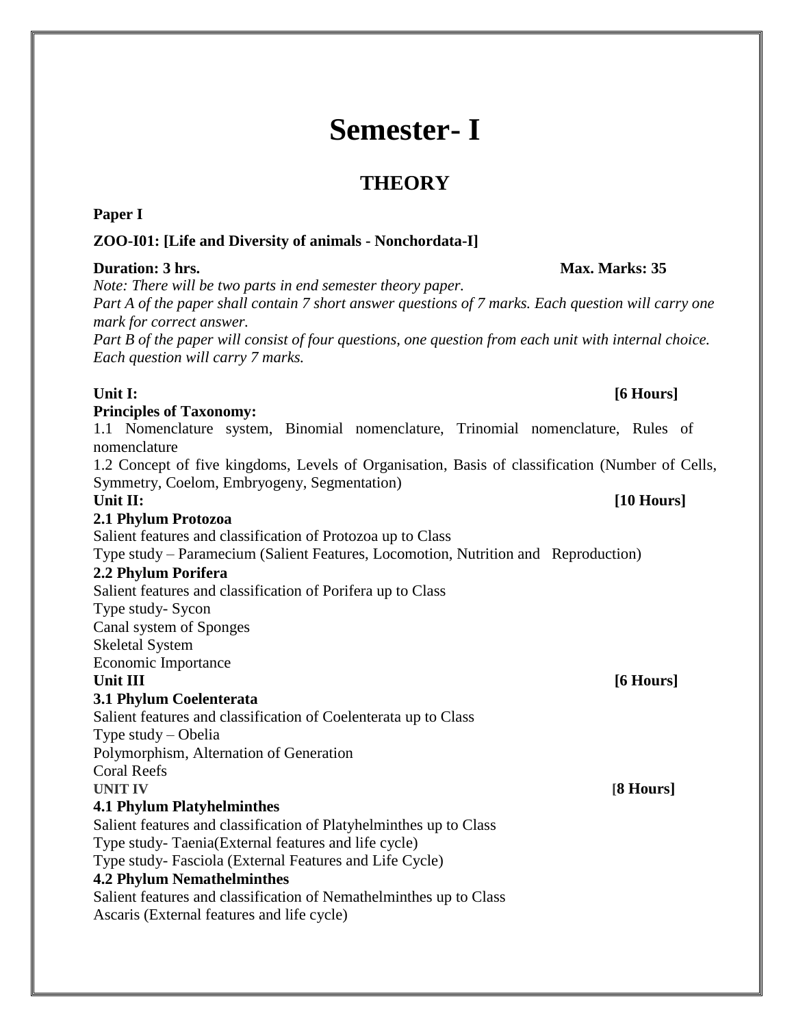# Semester- I

## THEORY

**Paper I**

**ZOO-I01: [Life and Diversity of animals - Nonchordata-I]**

**Duration: 3 hrs.** **Max. Marks: 35**

*Note: There will be two parts in end semester theory paper.*

*Part A of the paper shall contain 7 short answer questions of 7 marks. Each question will carry one mark for correct answer.*

*Part B of the paper will consist of four questions, one question from each unit with internal choice. Each question will carry 7 marks.*

**Unit I:** **[6 Hours]**

**Principles of Taxonomy:**

1.1 Nomenclature system, Binomial nomenclature, Trinomial nomenclature, Rules of nomenclature

1.2 Concept of five kingdoms, Levels of Organisation, Basis of classification (Number of Cells, Symmetry, Coelom, Embryogeny, Segmentation)

**Unit II:** **[10 Hours]**

**2.1 Phylum Protozoa**

Salient features and classification of Protozoa up to Class

Type study – Paramecium (Salient Features, Locomotion, Nutrition and Reproduction)

**2.2 Phylum Porifera**

Salient features and classification of Porifera up to Class

Type study- Sycon

Canal system of Sponges

Skeletal System

Economic Importance

**Unit III** **[6 Hours]**

**3.1 Phylum Coelenterata**

Salient features and classification of Coelenterata up to Class

Type study – Obelia

Polymorphism, Alternation of Generation

Coral Reefs

**UNIT IV** **[8 Hours]**

**4.1 Phylum Platyhelminthes**

Salient features and classification of Platyhelminthes up to Class

Type study- Taenia(External features and life cycle)

Type study- Fasciola (External Features and Life Cycle)

**4.2 Phylum Nemathelminthes**

Salient features and classification of Nemathelminthes up to Class

Ascaris (External features and life cycle)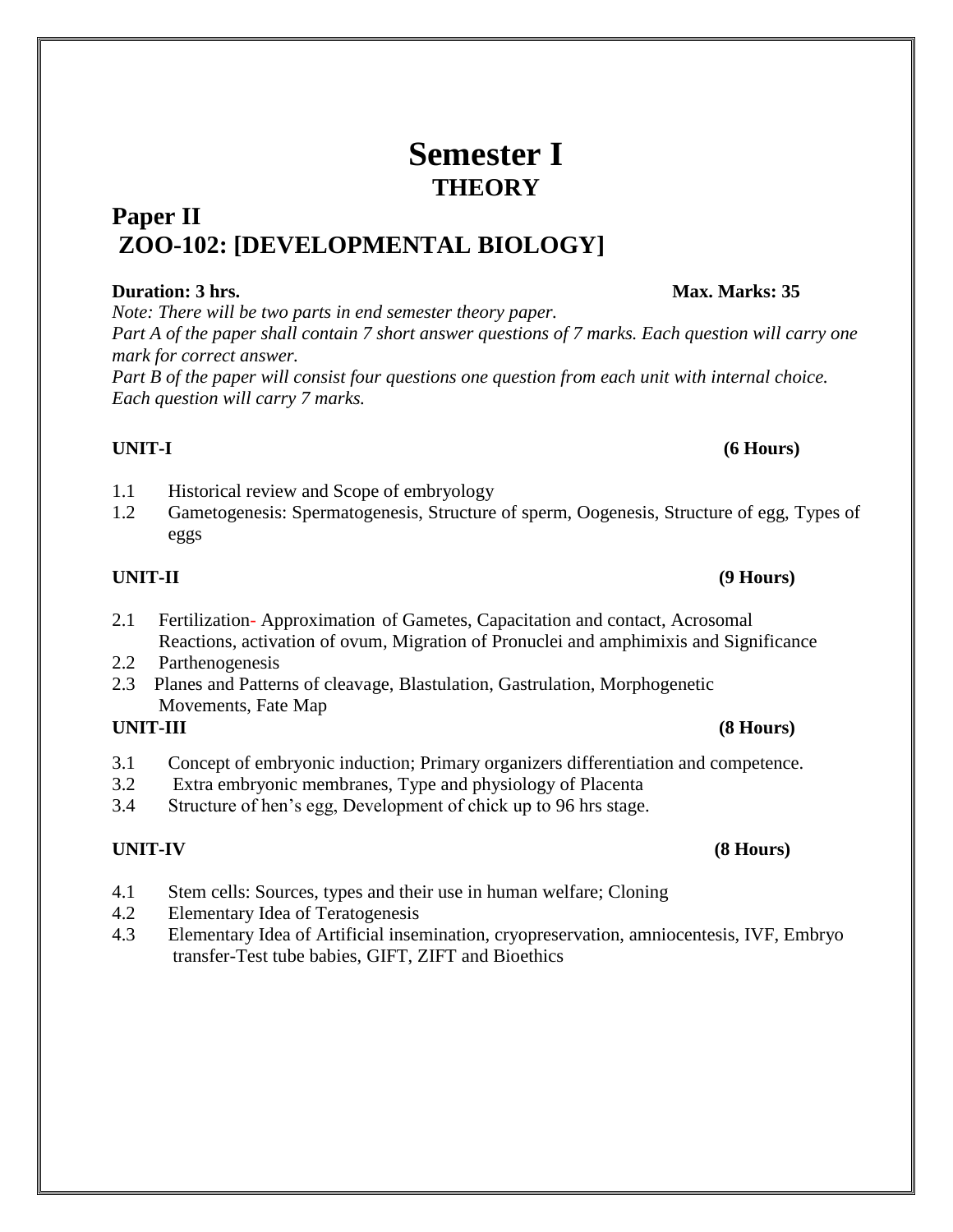# Semester I

## THEORY

## Paper II

## ZOO-102: [DEVELOPMENTAL BIOLOGY]

**Duration: 3 hrs.** **Max. Marks: 35**

*Note: There will be two parts in end semester theory paper.*

*Part A of the paper shall contain 7 short answer questions of 7 marks. Each question will carry one mark for correct answer.*

*Part B of the paper will consist four questions one question from each unit with internal choice. Each question will carry 7 marks.*

**UNIT-I** **(6 Hours)**

1.1 Historical review and Scope of embryology
1.2 Gametogenesis: Spermatogenesis, Structure of sperm, Oogenesis, Structure of egg, Types of eggs

**UNIT-II** **(9 Hours)**

2.1 Fertilization- Approximation of Gametes, Capacitation and contact, Acrosomal Reactions, activation of ovum, Migration of Pronuclei and amphimixis and Significance
2.2 Parthenogenesis
2.3 Planes and Patterns of cleavage, Blastulation, Gastrulation, Morphogenetic Movements, Fate Map

**UNIT-III** **(8 Hours)**

3.1 Concept of embryonic induction; Primary organizers differentiation and competence.
3.2 Extra embryonic membranes, Type and physiology of Placenta
3.4 Structure of hen's egg, Development of chick up to 96 hrs stage.

**UNIT-IV** **(8 Hours)**

4.1 Stem cells: Sources, types and their use in human welfare; Cloning
4.2 Elementary Idea of Teratogenesis
4.3 Elementary Idea of Artificial insemination, cryopreservation, amniocentesis, IVF, Embryo transfer-Test tube babies, GIFT, ZIFT and Bioethics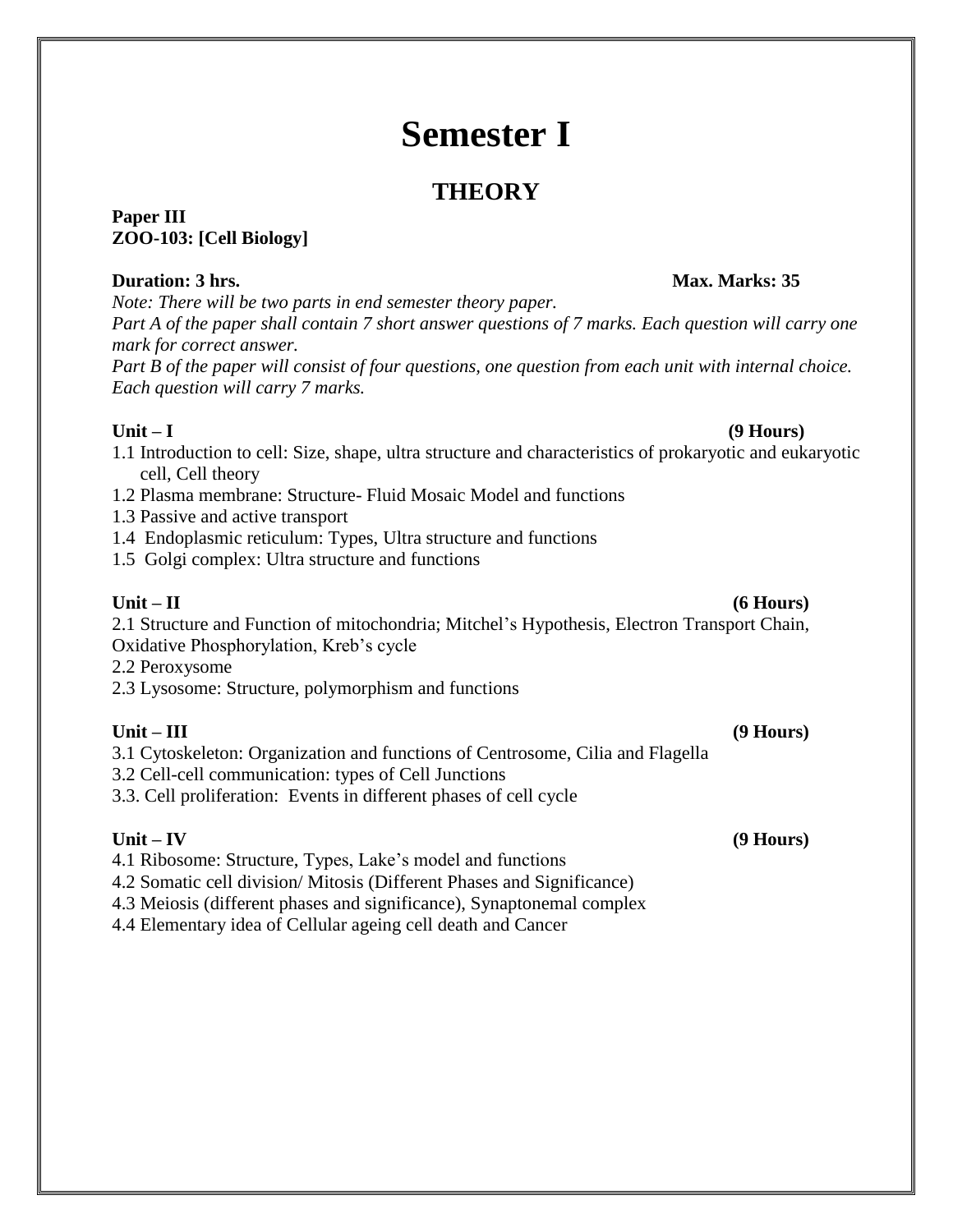# Semester I

## THEORY

**Paper III**
**ZOO-103: [Cell Biology]**

**Duration: 3 hrs.** **Max. Marks: 35**

*Note: There will be two parts in end semester theory paper.*
*Part A of the paper shall contain 7 short answer questions of 7 marks. Each question will carry one mark for correct answer.*
*Part B of the paper will consist of four questions, one question from each unit with internal choice. Each question will carry 7 marks.*

**Unit – I** **(9 Hours)**

1.1 Introduction to cell: Size, shape, ultra structure and characteristics of prokaryotic and eukaryotic cell, Cell theory
1.2 Plasma membrane: Structure- Fluid Mosaic Model and functions
1.3 Passive and active transport
1.4 Endoplasmic reticulum: Types, Ultra structure and functions
1.5 Golgi complex: Ultra structure and functions

**Unit – II** **(6 Hours)**

2.1 Structure and Function of mitochondria; Mitchel's Hypothesis, Electron Transport Chain, Oxidative Phosphorylation, Kreb's cycle
2.2 Peroxysome
2.3 Lysosome: Structure, polymorphism and functions

**Unit – III** **(9 Hours)**

3.1 Cytoskeleton: Organization and functions of Centrosome, Cilia and Flagella
3.2 Cell-cell communication: types of Cell Junctions
3.3. Cell proliferation: Events in different phases of cell cycle

**Unit – IV** **(9 Hours)**

4.1 Ribosome: Structure, Types, Lake's model and functions
4.2 Somatic cell division/ Mitosis (Different Phases and Significance)
4.3 Meiosis (different phases and significance), Synaptonemal complex
4.4 Elementary idea of Cellular ageing cell death and Cancer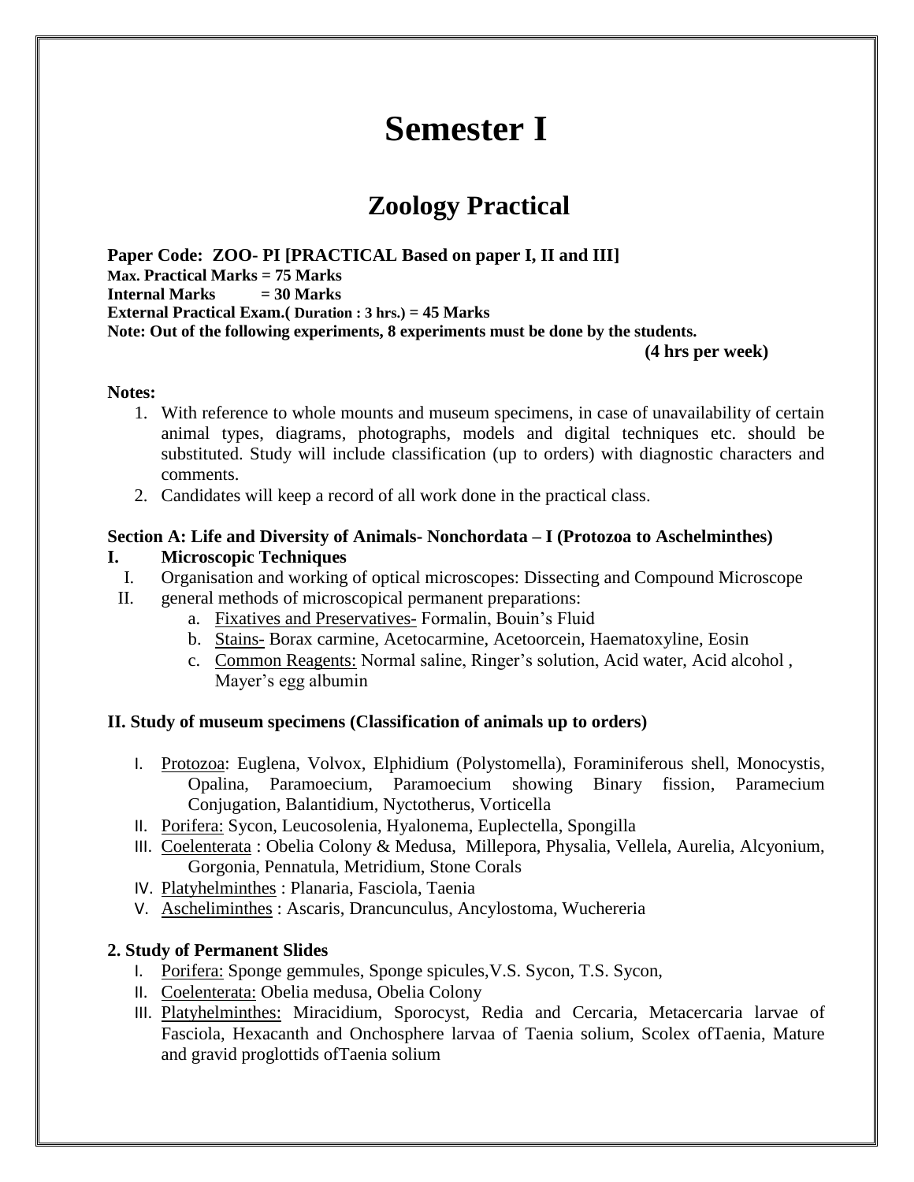# Semester I

## Zoology Practical

**Paper Code: ZOO- PI [PRACTICAL Based on paper I, II and III]**
**Max. Practical Marks = 75 Marks**
**Internal Marks = 30 Marks**
**External Practical Exam.( Duration : 3 hrs.) = 45 Marks**
**Note: Out of the following experiments, 8 experiments must be done by the students.**
**(4 hrs per week)**

**Notes:**

1. With reference to whole mounts and museum specimens, in case of unavailability of certain animal types, diagrams, photographs, models and digital techniques etc. should be substituted. Study will include classification (up to orders) with diagnostic characters and comments.
2. Candidates will keep a record of all work done in the practical class.

### Section A: Life and Diversity of Animals- Nonchordata – I (Protozoa to Aschelminthes)

**I. Microscopic Techniques**

I. Organisation and working of optical microscopes: Dissecting and Compound Microscope

II. general methods of microscopical permanent preparations:
   a. Fixatives and Preservatives- Formalin, Bouin's Fluid
   b. Stains- Borax carmine, Acetocarmine, Acetoorcein, Haematoxyline, Eosin
   c. Common Reagents: Normal saline, Ringer's solution, Acid water, Acid alcohol , Mayer's egg albumin

**II. Study of museum specimens (Classification of animals up to orders)**

I. Protozoa: Euglena, Volvox, Elphidium (Polystomella), Foraminiferous shell, Monocystis, Opalina, Paramoecium, Paramoecium showing Binary fission, Paramecium Conjugation, Balantidium, Nyctotherus, Vorticella

II. Porifera: Sycon, Leucosolenia, Hyalonema, Euplectella, Spongilla

III. Coelenterata : Obelia Colony & Medusa, Millepora, Physalia, Vellela, Aurelia, Alcyonium, Gorgonia, Pennatula, Metridium, Stone Corals

IV. Platyhelminthes : Planaria, Fasciola, Taenia

V. Ascheliminthes : Ascaris, Drancunculus, Ancylostoma, Wuchereria

**2. Study of Permanent Slides**

I. Porifera: Sponge gemmules, Sponge spicules,V.S. Sycon, T.S. Sycon,

II. Coelenterata: Obelia medusa, Obelia Colony

III. Platyhelminthes: Miracidium, Sporocyst, Redia and Cercaria, Metacercaria larvae of Fasciola, Hexacanth and Onchosphere larvaa of Taenia solium, Scolex ofTaenia, Mature and gravid proglottids ofTaenia solium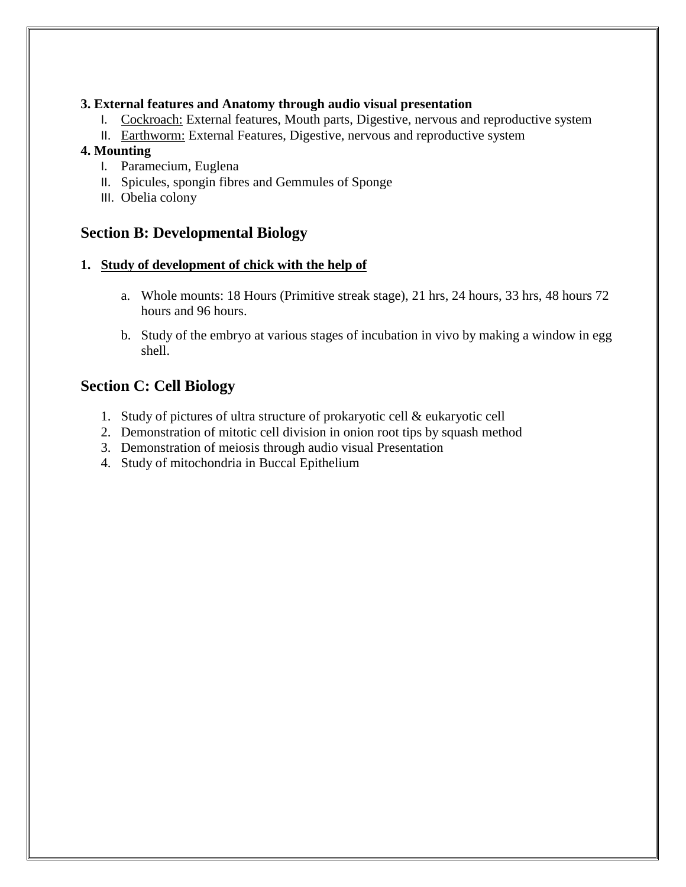**3. External features and Anatomy through audio visual presentation**

I. Cockroach: External features, Mouth parts, Digestive, nervous and reproductive system
II. Earthworm: External Features, Digestive, nervous and reproductive system

**4. Mounting**

I. Paramecium, Euglena
II. Spicules, spongin fibres and Gemmules of Sponge
III. Obelia colony

## Section B: Developmental Biology

1. **Study of development of chick with the help of**

   a. Whole mounts: 18 Hours (Primitive streak stage), 21 hrs, 24 hours, 33 hrs, 48 hours 72 hours and 96 hours.

   b. Study of the embryo at various stages of incubation in vivo by making a window in egg shell.

## Section C: Cell Biology

1. Study of pictures of ultra structure of prokaryotic cell & eukaryotic cell
2. Demonstration of mitotic cell division in onion root tips by squash method
3. Demonstration of meiosis through audio visual Presentation
4. Study of mitochondria in Buccal Epithelium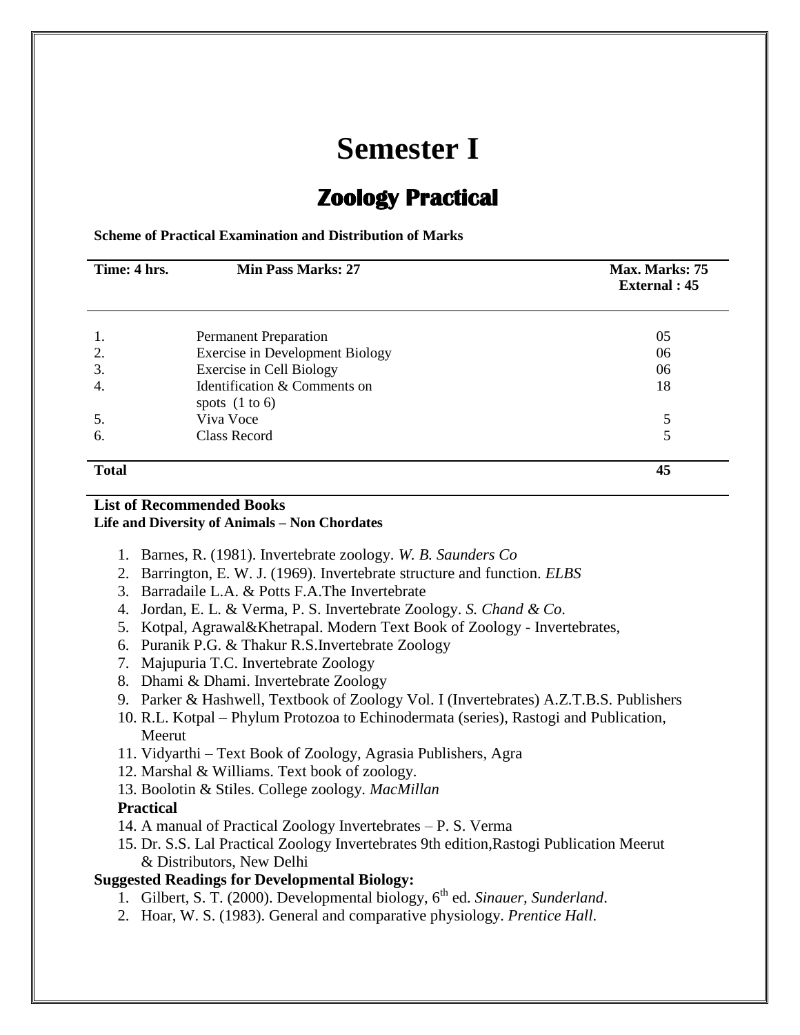# Semester I

## Zoology Practical

**Scheme of Practical Examination and Distribution of Marks**

| Time: 4 hrs. | Min Pass Marks: 27 | Max. Marks: 75<br>External : 45 |
|---|---|---|
| 1. | Permanent Preparation | 05 |
| 2. | Exercise in Development Biology | 06 |
| 3. | Exercise in Cell Biology | 06 |
| 4. | Identification & Comments on spots (1 to 6) | 18 |
| 5. | Viva Voce | 5 |
| 6. | Class Record | 5 |
| **Total** | | **45** |

**List of Recommended Books**
**Life and Diversity of Animals – Non Chordates**

1. Barnes, R. (1981). Invertebrate zoology. *W. B. Saunders Co*
2. Barrington, E. W. J. (1969). Invertebrate structure and function. *ELBS*
3. Barradaile L.A. & Potts F.A.The Invertebrate
4. Jordan, E. L. & Verma, P. S. Invertebrate Zoology. *S. Chand & Co.*
5. Kotpal, Agrawal&Khetrapal. Modern Text Book of Zoology - Invertebrates,
6. Puranik P.G. & Thakur R.S.Invertebrate Zoology
7. Majupuria T.C. Invertebrate Zoology
8. Dhami & Dhami. Invertebrate Zoology
9. Parker & Hashwell, Textbook of Zoology Vol. I (Invertebrates) A.Z.T.B.S. Publishers
10. R.L. Kotpal – Phylum Protozoa to Echinodermata (series), Rastogi and Publication, Meerut
11. Vidyarthi – Text Book of Zoology, Agrasia Publishers, Agra
12. Marshal & Williams. Text book of zoology.
13. Boolotin & Stiles. College zoology. *MacMillan*

**Practical**

14. A manual of Practical Zoology Invertebrates – P. S. Verma
15. Dr. S.S. Lal Practical Zoology Invertebrates 9th edition,Rastogi Publication Meerut & Distributors, New Delhi

**Suggested Readings for Developmental Biology:**

1. Gilbert, S. T. (2000). Developmental biology, 6th ed. *Sinauer, Sunderland*.
2. Hoar, W. S. (1983). General and comparative physiology. *Prentice Hall*.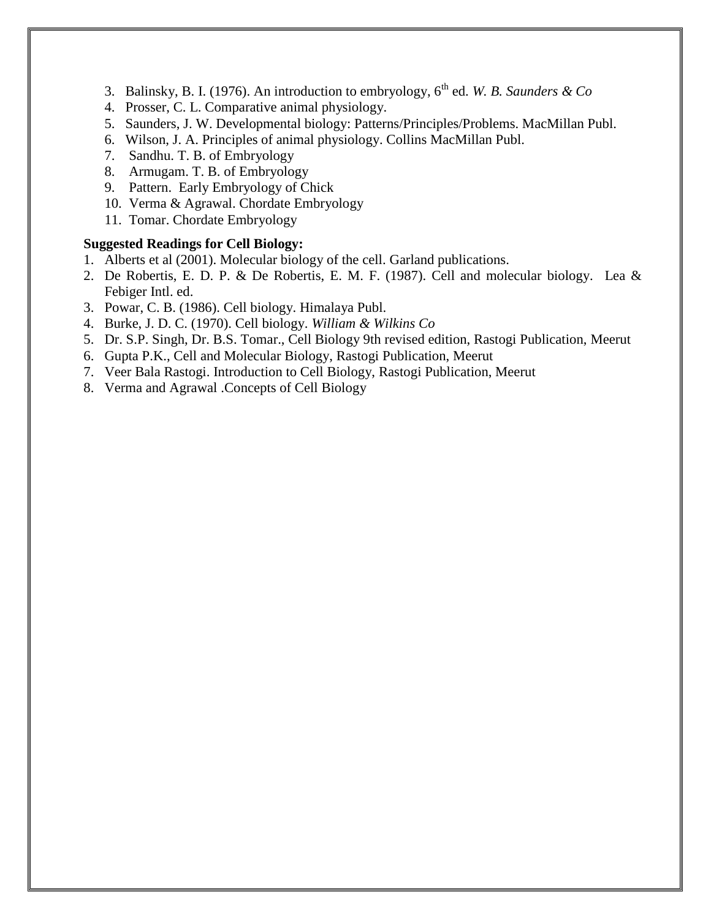3. Balinsky, B. I. (1976). An introduction to embryology, 6$^{th}$ ed. *W. B. Saunders & Co*
4. Prosser, C. L. Comparative animal physiology.
5. Saunders, J. W. Developmental biology: Patterns/Principles/Problems. MacMillan Publ.
6. Wilson, J. A. Principles of animal physiology. Collins MacMillan Publ.
7. Sandhu. T. B. of Embryology
8. Armugam. T. B. of Embryology
9. Pattern. Early Embryology of Chick
10. Verma & Agrawal. Chordate Embryology
11. Tomar. Chordate Embryology

**Suggested Readings for Cell Biology:**

1. Alberts et al (2001). Molecular biology of the cell. Garland publications.
2. De Robertis, E. D. P. & De Robertis, E. M. F. (1987). Cell and molecular biology. Lea & Febiger Intl. ed.
3. Powar, C. B. (1986). Cell biology. Himalaya Publ.
4. Burke, J. D. C. (1970). Cell biology. *William & Wilkins Co*
5. Dr. S.P. Singh, Dr. B.S. Tomar., Cell Biology 9th revised edition, Rastogi Publication, Meerut
6. Gupta P.K., Cell and Molecular Biology, Rastogi Publication, Meerut
7. Veer Bala Rastogi. Introduction to Cell Biology, Rastogi Publication, Meerut
8. Verma and Agrawal .Concepts of Cell Biology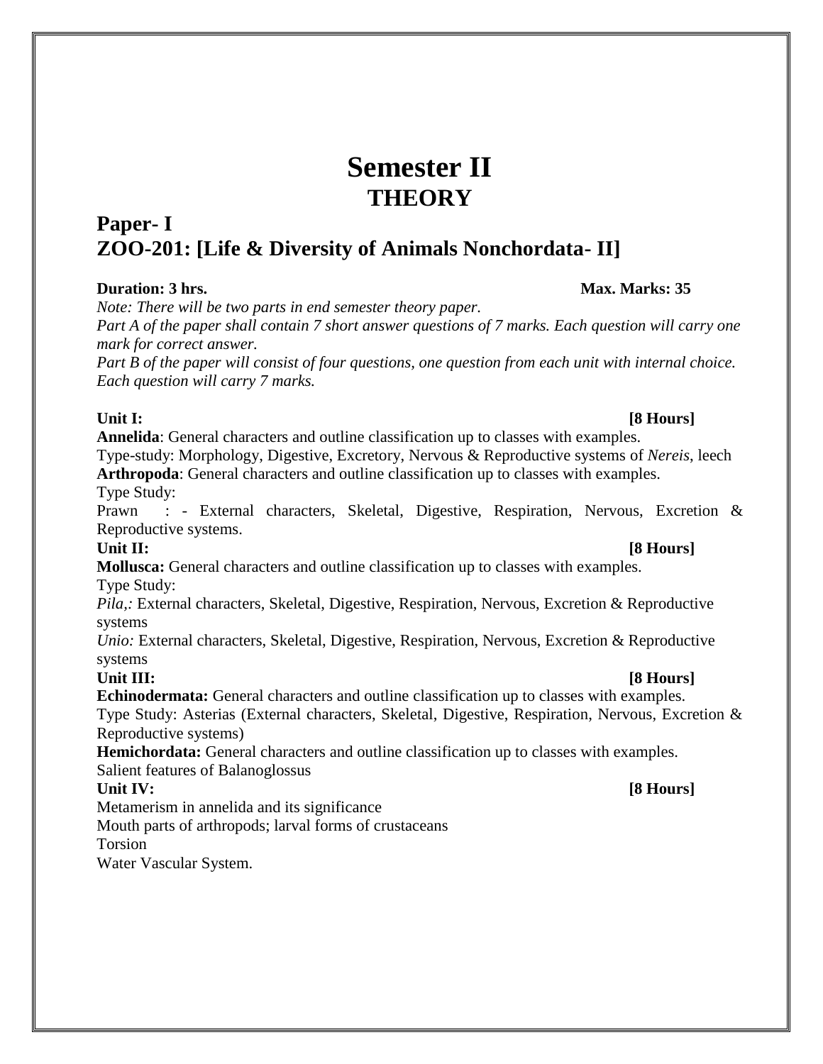# Semester II
## THEORY

## Paper- I
## ZOO-201: [Life & Diversity of Animals Nonchordata- II]

**Duration: 3 hrs.** **Max. Marks: 35**

*Note: There will be two parts in end semester theory paper.*

*Part A of the paper shall contain 7 short answer questions of 7 marks. Each question will carry one mark for correct answer.*

*Part B of the paper will consist of four questions, one question from each unit with internal choice. Each question will carry 7 marks.*

**Unit I:** **[8 Hours]**

**Annelida**: General characters and outline classification up to classes with examples.

Type-study: Morphology, Digestive, Excretory, Nervous & Reproductive systems of *Nereis*, leech

**Arthropoda**: General characters and outline classification up to classes with examples.

Type Study:

Prawn : - External characters, Skeletal, Digestive, Respiration, Nervous, Excretion & Reproductive systems.

**Unit II:** **[8 Hours]**

**Mollusca:** General characters and outline classification up to classes with examples.

Type Study:

*Pila,:* External characters, Skeletal, Digestive, Respiration, Nervous, Excretion & Reproductive systems

*Unio:* External characters, Skeletal, Digestive, Respiration, Nervous, Excretion & Reproductive systems

**Unit III:** **[8 Hours]**

**Echinodermata:** General characters and outline classification up to classes with examples.

Type Study: Asterias (External characters, Skeletal, Digestive, Respiration, Nervous, Excretion & Reproductive systems)

**Hemichordata:** General characters and outline classification up to classes with examples.

Salient features of Balanoglossus

**Unit IV:** **[8 Hours]**

Metamerism in annelida and its significance

Mouth parts of arthropods; larval forms of crustaceans

Torsion

Water Vascular System.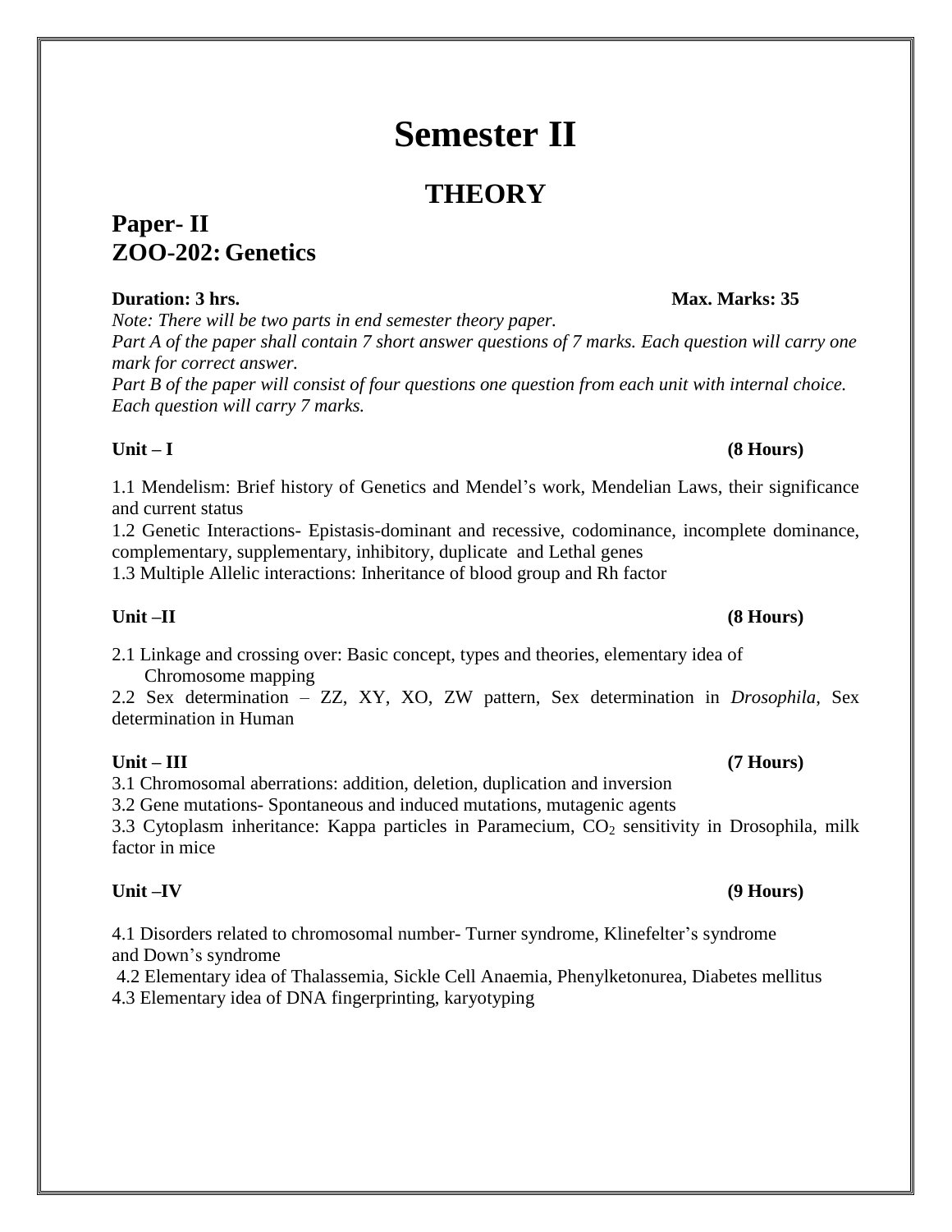# Semester II

## THEORY

## Paper- II
## ZOO-202: Genetics

**Duration: 3 hrs.** **Max. Marks: 35**

*Note: There will be two parts in end semester theory paper.*

*Part A of the paper shall contain 7 short answer questions of 7 marks. Each question will carry one mark for correct answer.*

*Part B of the paper will consist of four questions one question from each unit with internal choice. Each question will carry 7 marks.*

**Unit – I** **(8 Hours)**

1.1 Mendelism: Brief history of Genetics and Mendel's work, Mendelian Laws, their significance and current status

1.2 Genetic Interactions- Epistasis-dominant and recessive, codominance, incomplete dominance, complementary, supplementary, inhibitory, duplicate and Lethal genes

1.3 Multiple Allelic interactions: Inheritance of blood group and Rh factor

**Unit –II** **(8 Hours)**

2.1 Linkage and crossing over: Basic concept, types and theories, elementary idea of Chromosome mapping

2.2 Sex determination – ZZ, XY, XO, ZW pattern, Sex determination in *Drosophila*, Sex determination in Human

**Unit – III** **(7 Hours)**

3.1 Chromosomal aberrations: addition, deletion, duplication and inversion

3.2 Gene mutations- Spontaneous and induced mutations, mutagenic agents

3.3 Cytoplasm inheritance: Kappa particles in Paramecium, $CO_2$ sensitivity in Drosophila, milk factor in mice

**Unit –IV** **(9 Hours)**

4.1 Disorders related to chromosomal number- Turner syndrome, Klinefelter's syndrome and Down's syndrome

4.2 Elementary idea of Thalassemia, Sickle Cell Anaemia, Phenylketonurea, Diabetes mellitus

4.3 Elementary idea of DNA fingerprinting, karyotyping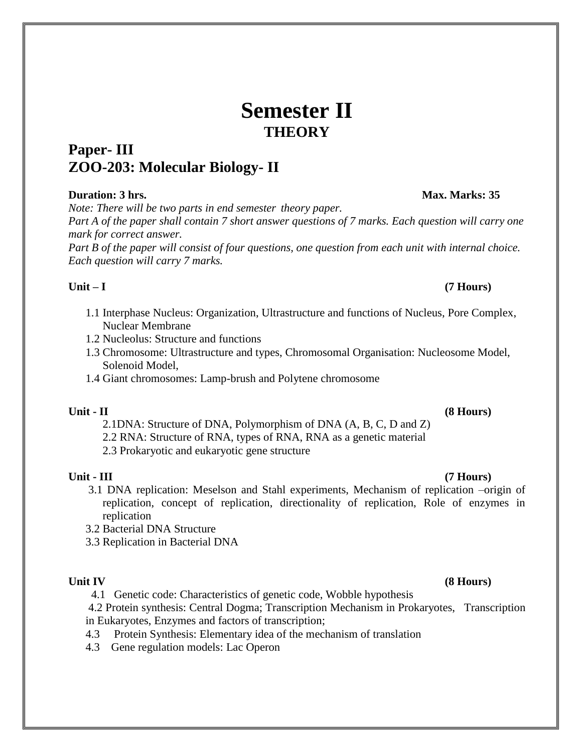# Semester II

## THEORY

## Paper- III
## ZOO-203: Molecular Biology- II

**Duration: 3 hrs.** **Max. Marks: 35**

*Note: There will be two parts in end semester theory paper.*
*Part A of the paper shall contain 7 short answer questions of 7 marks. Each question will carry one mark for correct answer.*
*Part B of the paper will consist of four questions, one question from each unit with internal choice. Each question will carry 7 marks.*

**Unit – I** **(7 Hours)**

1.1 Interphase Nucleus: Organization, Ultrastructure and functions of Nucleus, Pore Complex, Nuclear Membrane
1.2 Nucleolus: Structure and functions
1.3 Chromosome: Ultrastructure and types, Chromosomal Organisation: Nucleosome Model, Solenoid Model,
1.4 Giant chromosomes: Lamp-brush and Polytene chromosome

**Unit - II** **(8 Hours)**

2.1DNA: Structure of DNA, Polymorphism of DNA (A, B, C, D and Z)
2.2 RNA: Structure of RNA, types of RNA, RNA as a genetic material
2.3 Prokaryotic and eukaryotic gene structure

**Unit - III** **(7 Hours)**

3.1 DNA replication: Meselson and Stahl experiments, Mechanism of replication –origin of replication, concept of replication, directionality of replication, Role of enzymes in replication
3.2 Bacterial DNA Structure
3.3 Replication in Bacterial DNA

**Unit IV** **(8 Hours)**

4.1 Genetic code: Characteristics of genetic code, Wobble hypothesis
4.2 Protein synthesis: Central Dogma; Transcription Mechanism in Prokaryotes, Transcription in Eukaryotes, Enzymes and factors of transcription;
4.3 Protein Synthesis: Elementary idea of the mechanism of translation
4.3 Gene regulation models: Lac Operon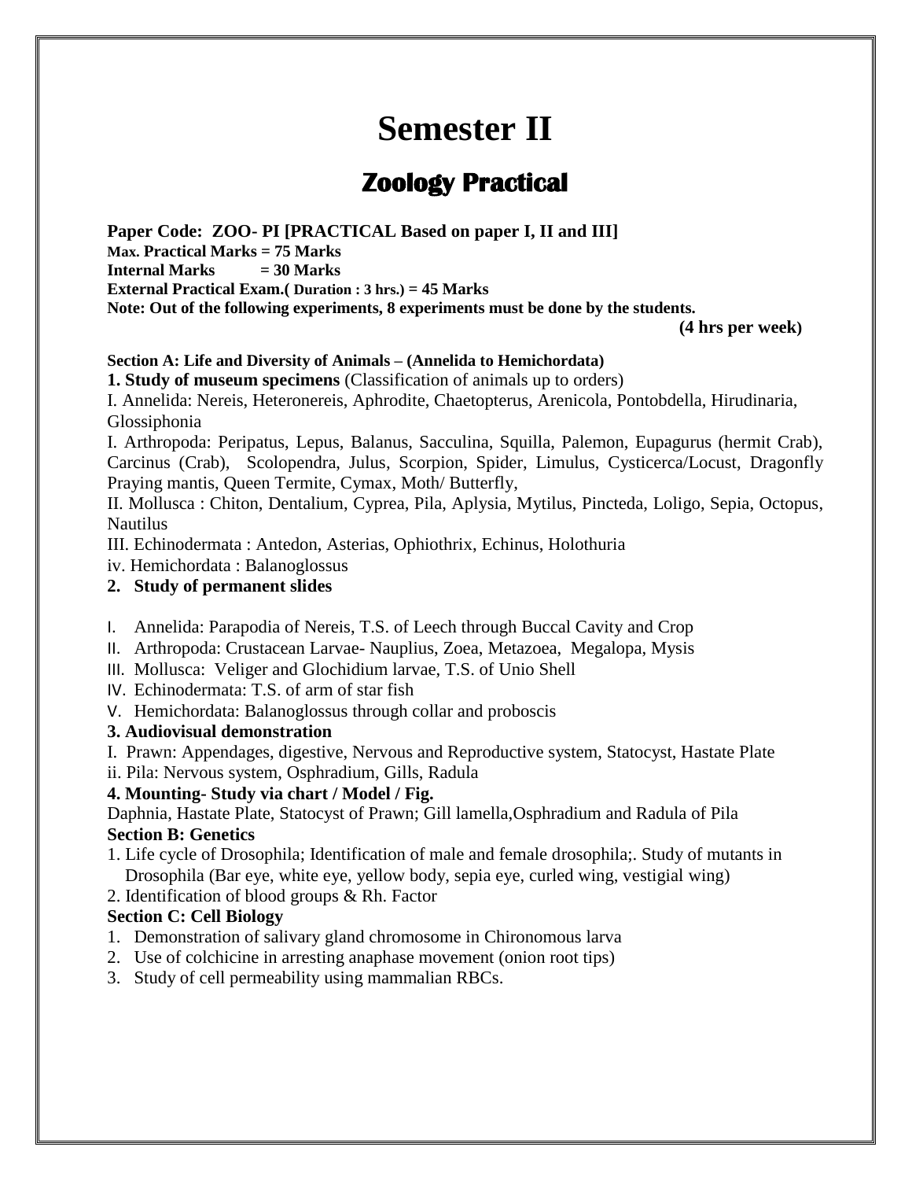# Semester II

## Zoology Practical

**Paper Code: ZOO- PI [PRACTICAL Based on paper I, II and III]**
**Max. Practical Marks = 75 Marks**
**Internal Marks = 30 Marks**
**External Practical Exam.( Duration : 3 hrs.) = 45 Marks**
**Note: Out of the following experiments, 8 experiments must be done by the students.**

**(4 hrs per week)**

**Section A: Life and Diversity of Animals – (Annelida to Hemichordata)**

**1. Study of museum specimens** (Classification of animals up to orders)

I. Annelida: Nereis, Heteronereis, Aphrodite, Chaetopterus, Arenicola, Pontobdella, Hirudinaria, Glossiphonia

I. Arthropoda: Peripatus, Lepus, Balanus, Sacculina, Squilla, Palemon, Eupagurus (hermit Crab), Carcinus (Crab), Scolopendra, Julus, Scorpion, Spider, Limulus, Cysticerca/Locust, Dragonfly Praying mantis, Queen Termite, Cymax, Moth/ Butterfly,

II. Mollusca : Chiton, Dentalium, Cyprea, Pila, Aplysia, Mytilus, Pincteda, Loligo, Sepia, Octopus, Nautilus

III. Echinodermata : Antedon, Asterias, Ophiothrix, Echinus, Holothuria

iv. Hemichordata : Balanoglossus

**2. Study of permanent slides**

I. Annelida: Parapodia of Nereis, T.S. of Leech through Buccal Cavity and Crop
II. Arthropoda: Crustacean Larvae- Nauplius, Zoea, Metazoea, Megalopa, Mysis
III. Mollusca: Veliger and Glochidium larvae, T.S. of Unio Shell
IV. Echinodermata: T.S. of arm of star fish
V. Hemichordata: Balanoglossus through collar and proboscis

**3. Audiovisual demonstration**

I. Prawn: Appendages, digestive, Nervous and Reproductive system, Statocyst, Hastate Plate
ii. Pila: Nervous system, Osphradium, Gills, Radula

**4. Mounting- Study via chart / Model / Fig.**

Daphnia, Hastate Plate, Statocyst of Prawn; Gill lamella,Osphradium and Radula of Pila

**Section B: Genetics**

1. Life cycle of Drosophila; Identification of male and female drosophila;. Study of mutants in Drosophila (Bar eye, white eye, yellow body, sepia eye, curled wing, vestigial wing)
2. Identification of blood groups & Rh. Factor

**Section C: Cell Biology**

1. Demonstration of salivary gland chromosome in Chironomous larva
2. Use of colchicine in arresting anaphase movement (onion root tips)
3. Study of cell permeability using mammalian RBCs.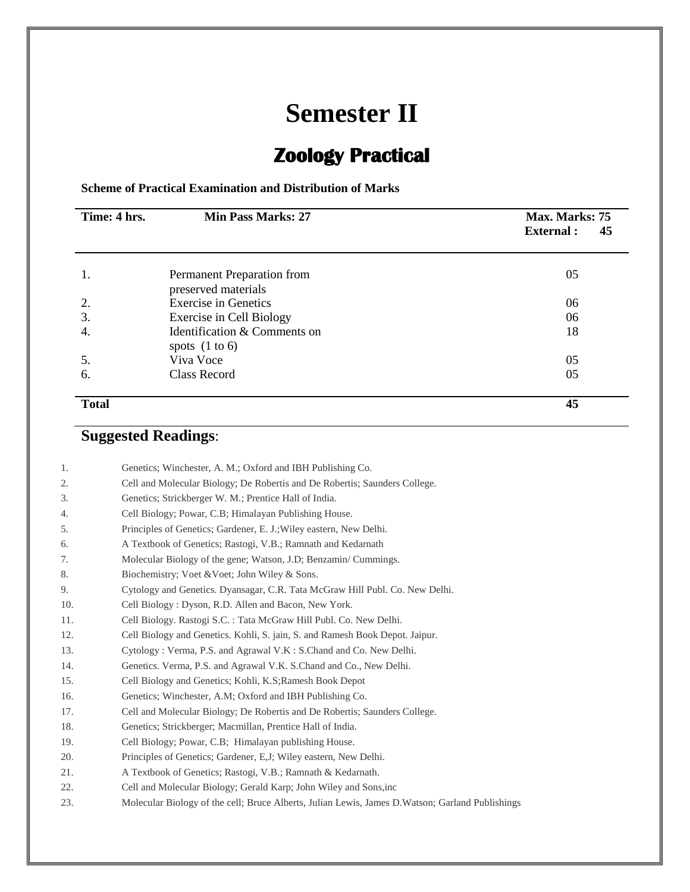# Semester II

## Zoology Practical

**Scheme of Practical Examination and Distribution of Marks**

| **Time: 4 hrs.** | **Min Pass Marks: 27** | **Max. Marks: 75**<br>**External : 45** |
|---|---|---|
| 1. | Permanent Preparation from preserved materials | 05 |
| 2. | Exercise in Genetics | 06 |
| 3. | Exercise in Cell Biology | 06 |
| 4. | Identification & Comments on spots (1 to 6) | 18 |
| 5. | Viva Voce | 05 |
| 6. | Class Record | 05 |
| **Total** | | **45** |

## Suggested Readings:

1. Genetics; Winchester, A. M.; Oxford and IBH Publishing Co.
2. Cell and Molecular Biology; De Robertis and De Robertis; Saunders College.
3. Genetics; Strickberger W. M.; Prentice Hall of India.
4. Cell Biology; Powar, C.B; Himalayan Publishing House.
5. Principles of Genetics; Gardener, E. J.;Wiley eastern, New Delhi.
6. A Textbook of Genetics; Rastogi, V.B.; Ramnath and Kedarnath
7. Molecular Biology of the gene; Watson, J.D; Benzamin/ Cummings.
8. Biochemistry; Voet &Voet; John Wiley & Sons.
9. Cytology and Genetics. Dyansagar, C.R. Tata McGraw Hill Publ. Co. New Delhi.
10. Cell Biology : Dyson, R.D. Allen and Bacon, New York.
11. Cell Biology. Rastogi S.C. : Tata McGraw Hill Publ. Co. New Delhi.
12. Cell Biology and Genetics. Kohli, S. jain, S. and Ramesh Book Depot. Jaipur.
13. Cytology : Verma, P.S. and Agrawal V.K : S.Chand and Co. New Delhi.
14. Genetics. Verma, P.S. and Agrawal V.K. S.Chand and Co., New Delhi.
15. Cell Biology and Genetics; Kohli, K.S;Ramesh Book Depot
16. Genetics; Winchester, A.M; Oxford and IBH Publishing Co.
17. Cell and Molecular Biology; De Robertis and De Robertis; Saunders College.
18. Genetics; Strickberger; Macmillan, Prentice Hall of India.
19. Cell Biology; Powar, C.B; Himalayan publishing House.
20. Principles of Genetics; Gardener, E,J; Wiley eastern, New Delhi.
21. A Textbook of Genetics; Rastogi, V.B.; Ramnath & Kedarnath.
22. Cell and Molecular Biology; Gerald Karp; John Wiley and Sons,inc
23. Molecular Biology of the cell; Bruce Alberts, Julian Lewis, James D.Watson; Garland Publishings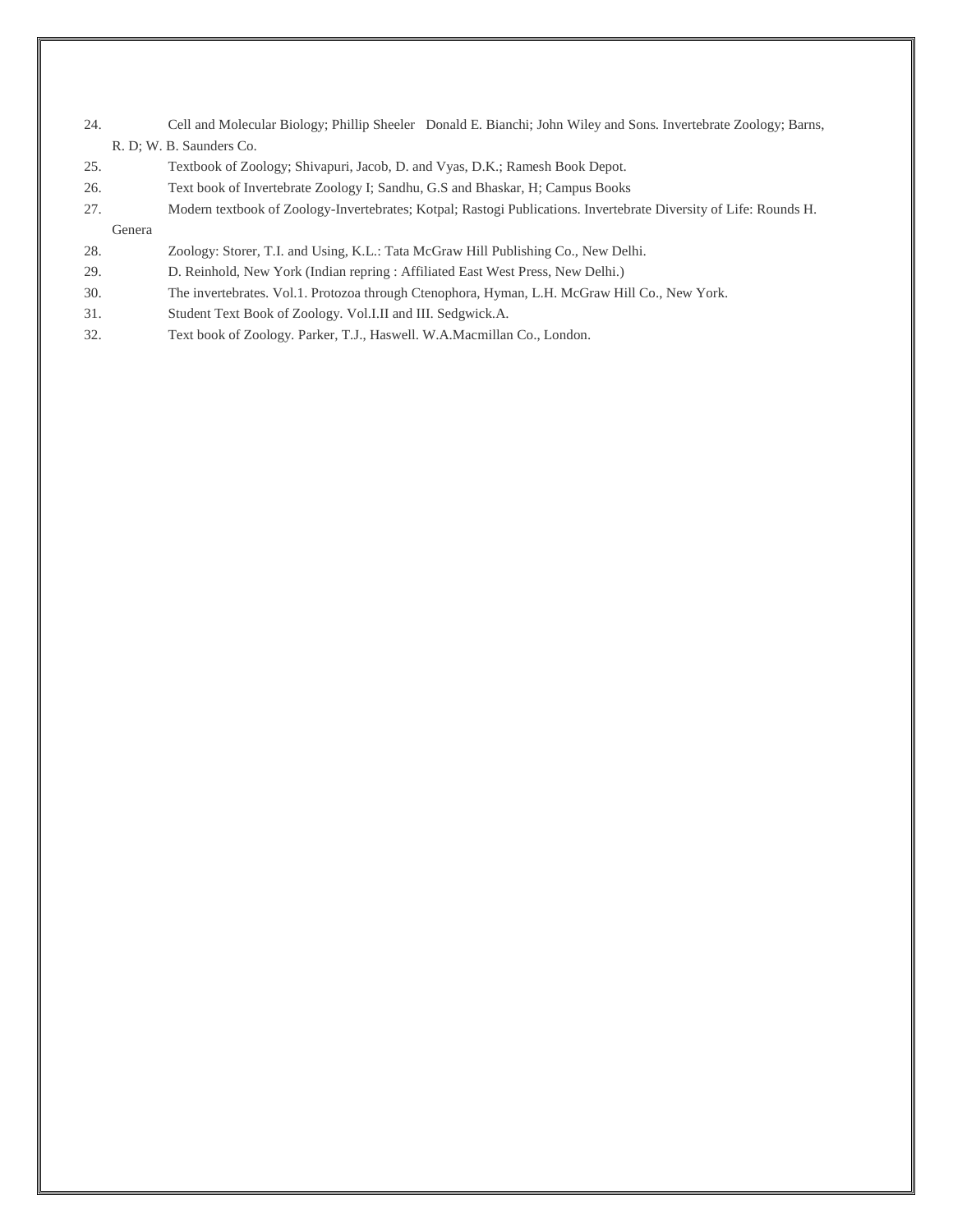24. Cell and Molecular Biology; Phillip Sheeler Donald E. Bianchi; John Wiley and Sons. Invertebrate Zoology; Barns, R. D; W. B. Saunders Co.
25. Textbook of Zoology; Shivapuri, Jacob, D. and Vyas, D.K.; Ramesh Book Depot.
26. Text book of Invertebrate Zoology I; Sandhu, G.S and Bhaskar, H; Campus Books
27. Modern textbook of Zoology-Invertebrates; Kotpal; Rastogi Publications. Invertebrate Diversity of Life: Rounds H. Genera
28. Zoology: Storer, T.I. and Using, K.L.: Tata McGraw Hill Publishing Co., New Delhi.
29. D. Reinhold, New York (Indian repring : Affiliated East West Press, New Delhi.)
30. The invertebrates. Vol.1. Protozoa through Ctenophora, Hyman, L.H. McGraw Hill Co., New York.
31. Student Text Book of Zoology. Vol.I.II and III. Sedgwick.A.
32. Text book of Zoology. Parker, T.J., Haswell. W.A.Macmillan Co., London.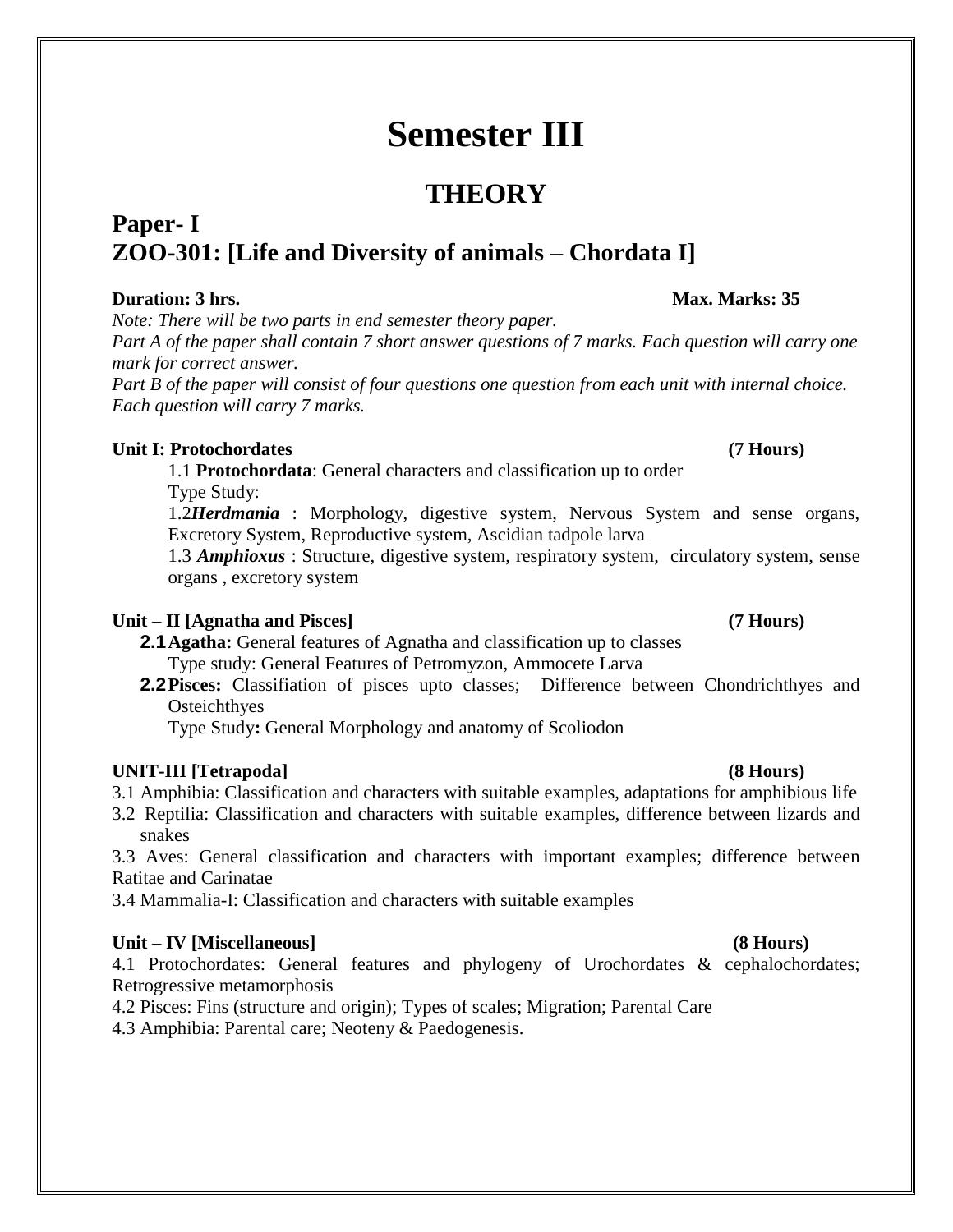# Semester III

## THEORY

## Paper- I
## ZOO-301: [Life and Diversity of animals – Chordata I]

**Duration: 3 hrs.** **Max. Marks: 35**

*Note: There will be two parts in end semester theory paper.*

*Part A of the paper shall contain 7 short answer questions of 7 marks. Each question will carry one mark for correct answer.*

*Part B of the paper will consist of four questions one question from each unit with internal choice. Each question will carry 7 marks.*

**Unit I: Protochordates** **(7 Hours)**

1.1 **Protochordata**: General characters and classification up to order

Type Study:

1.2***Herdmania*** : Morphology, digestive system, Nervous System and sense organs, Excretory System, Reproductive system, Ascidian tadpole larva

1.3 ***Amphioxus*** : Structure, digestive system, respiratory system, circulatory system, sense organs , excretory system

**Unit – II [Agnatha and Pisces]** **(7 Hours)**

**2.1 Agatha:** General features of Agnatha and classification up to classes

Type study: General Features of Petromyzon, Ammocete Larva

**2.2 Pisces:** Classifiation of pisces upto classes; Difference between Chondrichthyes and Osteichthyes

Type Study**:** General Morphology and anatomy of Scoliodon

**UNIT-III [Tetrapoda]** **(8 Hours)**

3.1 Amphibia: Classification and characters with suitable examples, adaptations for amphibious life

3.2 Reptilia: Classification and characters with suitable examples, difference between lizards and snakes

3.3 Aves: General classification and characters with important examples; difference between Ratitae and Carinatae

3.4 Mammalia-I: Classification and characters with suitable examples

**Unit – IV [Miscellaneous]** **(8 Hours)**

4.1 Protochordates: General features and phylogeny of Urochordates & cephalochordates; Retrogressive metamorphosis

4.2 Pisces: Fins (structure and origin); Types of scales; Migration; Parental Care

4.3 Amphibia: Parental care; Neoteny & Paedogenesis.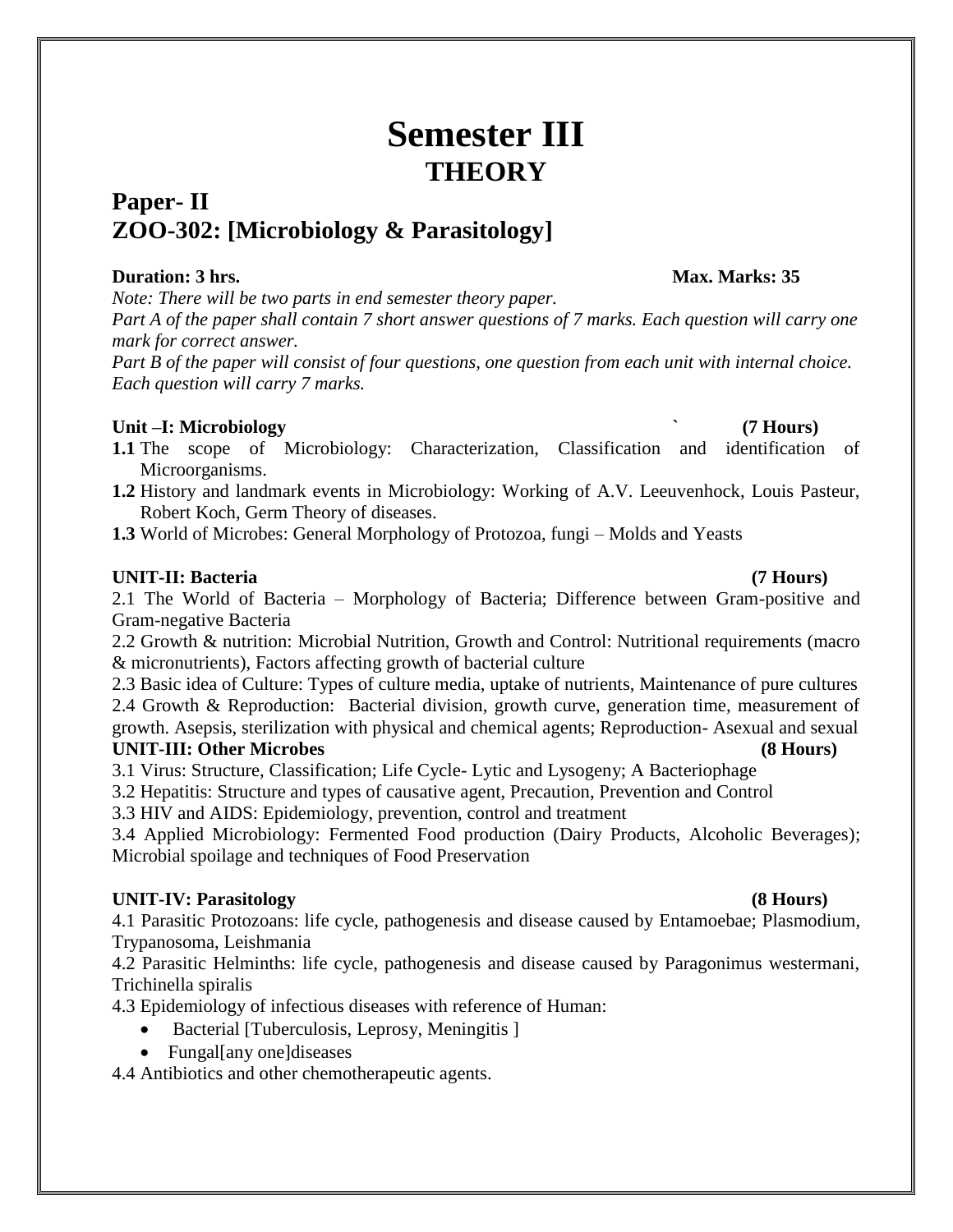# Semester III
## THEORY

## Paper- II
## ZOO-302: [Microbiology & Parasitology]

**Duration: 3 hrs.** **Max. Marks: 35**

*Note: There will be two parts in end semester theory paper.*

*Part A of the paper shall contain 7 short answer questions of 7 marks. Each question will carry one mark for correct answer.*

*Part B of the paper will consist of four questions, one question from each unit with internal choice. Each question will carry 7 marks.*

**Unit –I: Microbiology** ` **(7 Hours)**

**1.1** The scope of Microbiology: Characterization, Classification and identification of Microorganisms.

**1.2** History and landmark events in Microbiology: Working of A.V. Leeuvenhock, Louis Pasteur, Robert Koch, Germ Theory of diseases.

**1.3** World of Microbes: General Morphology of Protozoa, fungi – Molds and Yeasts

**UNIT-II: Bacteria** **(7 Hours)**

2.1 The World of Bacteria – Morphology of Bacteria; Difference between Gram-positive and Gram-negative Bacteria

2.2 Growth & nutrition: Microbial Nutrition, Growth and Control: Nutritional requirements (macro & micronutrients), Factors affecting growth of bacterial culture

2.3 Basic idea of Culture: Types of culture media, uptake of nutrients, Maintenance of pure cultures

2.4 Growth & Reproduction: Bacterial division, growth curve, generation time, measurement of growth. Asepsis, sterilization with physical and chemical agents; Reproduction- Asexual and sexual

**UNIT-III: Other Microbes** **(8 Hours)**

3.1 Virus: Structure, Classification; Life Cycle- Lytic and Lysogeny; A Bacteriophage

3.2 Hepatitis: Structure and types of causative agent, Precaution, Prevention and Control

3.3 HIV and AIDS: Epidemiology, prevention, control and treatment

3.4 Applied Microbiology: Fermented Food production (Dairy Products, Alcoholic Beverages); Microbial spoilage and techniques of Food Preservation

**UNIT-IV: Parasitology** **(8 Hours)**

4.1 Parasitic Protozoans: life cycle, pathogenesis and disease caused by Entamoebae; Plasmodium, Trypanosoma, Leishmania

4.2 Parasitic Helminths: life cycle, pathogenesis and disease caused by Paragonimus westermani, Trichinella spiralis

4.3 Epidemiology of infectious diseases with reference of Human:

- Bacterial [Tuberculosis, Leprosy, Meningitis ]
- Fungal[any one]diseases

4.4 Antibiotics and other chemotherapeutic agents.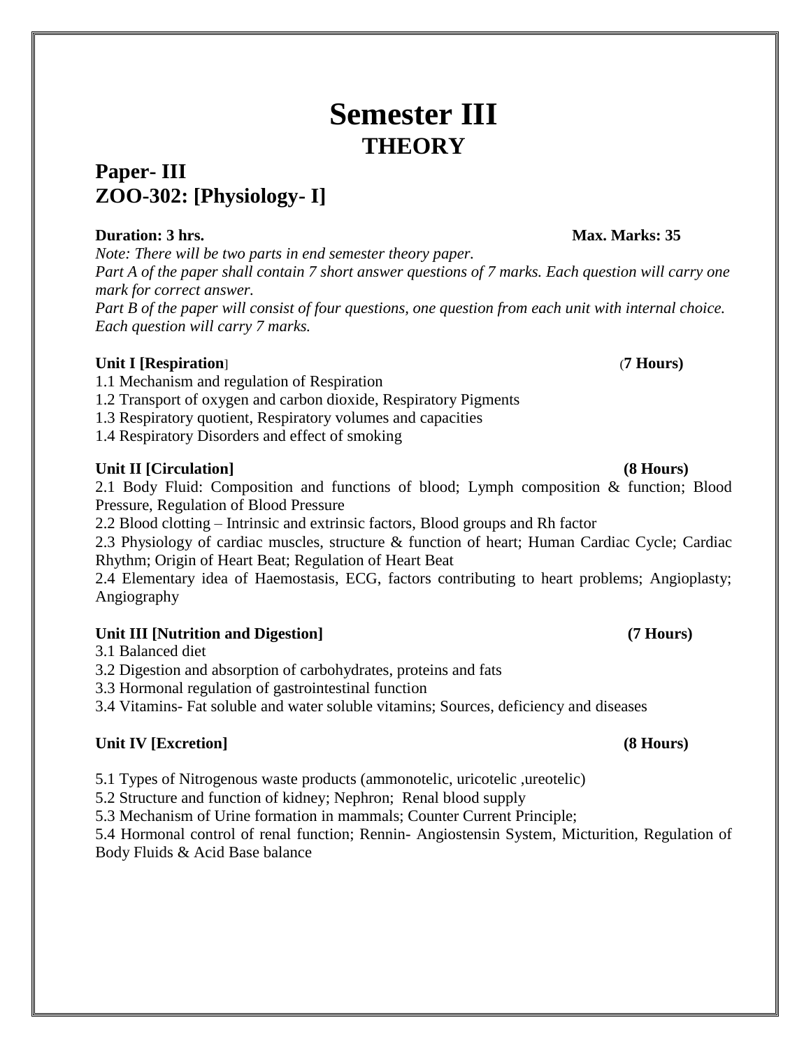# Semester III
## THEORY

## Paper- III
## ZOO-302: [Physiology- I]

**Duration: 3 hrs.** **Max. Marks: 35**

*Note: There will be two parts in end semester theory paper.*

*Part A of the paper shall contain 7 short answer questions of 7 marks. Each question will carry one mark for correct answer.*

*Part B of the paper will consist of four questions, one question from each unit with internal choice. Each question will carry 7 marks.*

**Unit I [Respiration]** **(7 Hours)**

1.1 Mechanism and regulation of Respiration

1.2 Transport of oxygen and carbon dioxide, Respiratory Pigments

1.3 Respiratory quotient, Respiratory volumes and capacities

1.4 Respiratory Disorders and effect of smoking

**Unit II [Circulation]** **(8 Hours)**

2.1 Body Fluid: Composition and functions of blood; Lymph composition & function; Blood Pressure, Regulation of Blood Pressure

2.2 Blood clotting – Intrinsic and extrinsic factors, Blood groups and Rh factor

2.3 Physiology of cardiac muscles, structure & function of heart; Human Cardiac Cycle; Cardiac Rhythm; Origin of Heart Beat; Regulation of Heart Beat

2.4 Elementary idea of Haemostasis, ECG, factors contributing to heart problems; Angioplasty; Angiography

**Unit III [Nutrition and Digestion]** **(7 Hours)**

3.1 Balanced diet

3.2 Digestion and absorption of carbohydrates, proteins and fats

3.3 Hormonal regulation of gastrointestinal function

3.4 Vitamins- Fat soluble and water soluble vitamins; Sources, deficiency and diseases

**Unit IV [Excretion]** **(8 Hours)**

5.1 Types of Nitrogenous waste products (ammonotelic, uricotelic ,ureotelic)

5.2 Structure and function of kidney; Nephron; Renal blood supply

5.3 Mechanism of Urine formation in mammals; Counter Current Principle;

5.4 Hormonal control of renal function; Rennin- Angiostensin System, Micturition, Regulation of Body Fluids & Acid Base balance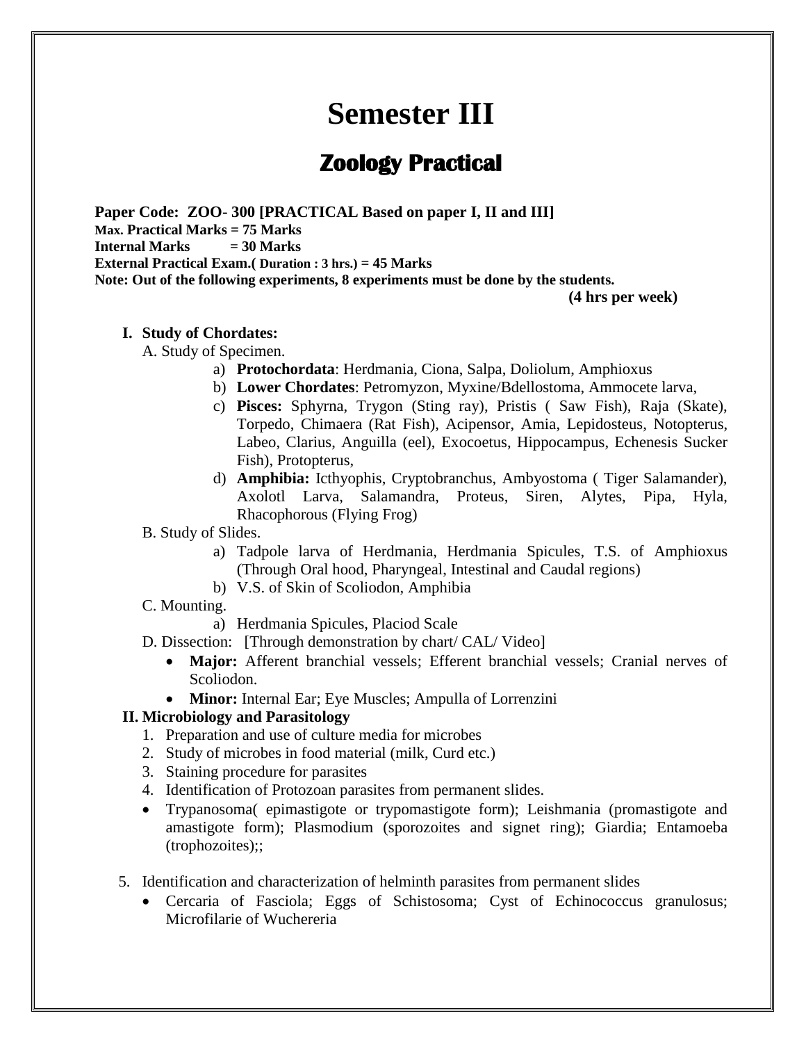# Semester III

## Zoology Practical

**Paper Code: ZOO- 300 [PRACTICAL Based on paper I, II and III]**
**Max. Practical Marks = 75 Marks**
**Internal Marks = 30 Marks**
**External Practical Exam.( Duration : 3 hrs.) = 45 Marks**
**Note: Out of the following experiments, 8 experiments must be done by the students.**

**(4 hrs per week)**

**I. Study of Chordates:**

A. Study of Specimen.

a) **Protochordata**: Herdmania, Ciona, Salpa, Doliolum, Amphioxus
b) **Lower Chordates**: Petromyzon, Myxine/Bdellostoma, Ammocete larva,
c) **Pisces:** Sphyrna, Trygon (Sting ray), Pristis ( Saw Fish), Raja (Skate), Torpedo, Chimaera (Rat Fish), Acipensor, Amia, Lepidosteus, Notopterus, Labeo, Clarius, Anguilla (eel), Exocoetus, Hippocampus, Echenesis Sucker Fish), Protopterus,
d) **Amphibia:** Icthyophis, Cryptobranchus, Ambyostoma ( Tiger Salamander), Axolotl Larva, Salamandra, Proteus, Siren, Alytes, Pipa, Hyla, Rhacophorous (Flying Frog)

B. Study of Slides.

a) Tadpole larva of Herdmania, Herdmania Spicules, T.S. of Amphioxus (Through Oral hood, Pharyngeal, Intestinal and Caudal regions)
b) V.S. of Skin of Scoliodon, Amphibia

C. Mounting.

a) Herdmania Spicules, Placiod Scale

D. Dissection: [Through demonstration by chart/ CAL/ Video]

- **Major:** Afferent branchial vessels; Efferent branchial vessels; Cranial nerves of Scoliodon.
- **Minor:** Internal Ear; Eye Muscles; Ampulla of Lorrenzini

**II. Microbiology and Parasitology**

1. Preparation and use of culture media for microbes
2. Study of microbes in food material (milk, Curd etc.)
3. Staining procedure for parasites
4. Identification of Protozoan parasites from permanent slides.

- Trypanosoma( epimastigote or trypomastigote form); Leishmania (promastigote and amastigote form); Plasmodium (sporozoites and signet ring); Giardia; Entamoeba (trophozoites);;

5. Identification and characterization of helminth parasites from permanent slides

- Cercaria of Fasciola; Eggs of Schistosoma; Cyst of Echinococcus granulosus; Microfilarie of Wuchereria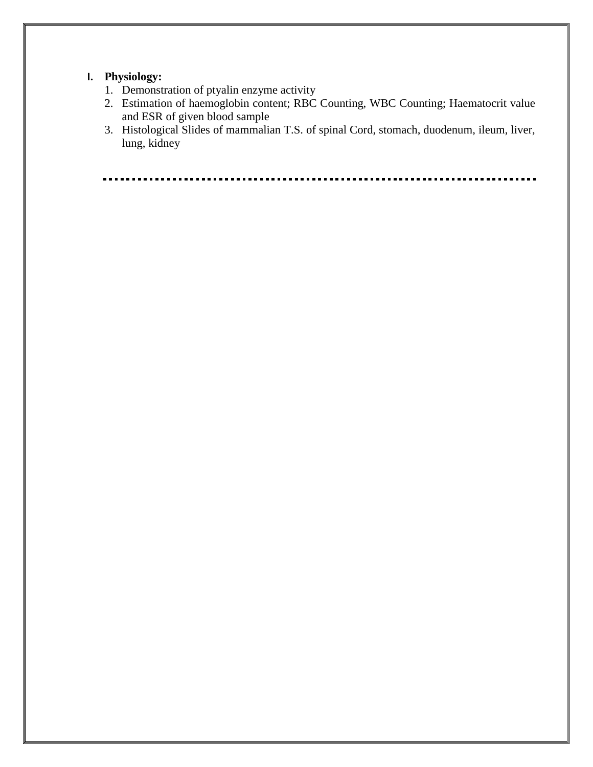**I. Physiology:**

1. Demonstration of ptyalin enzyme activity
2. Estimation of haemoglobin content; RBC Counting, WBC Counting; Haematocrit value and ESR of given blood sample
3. Histological Slides of mammalian T.S. of spinal Cord, stomach, duodenum, ileum, liver, lung, kidney

---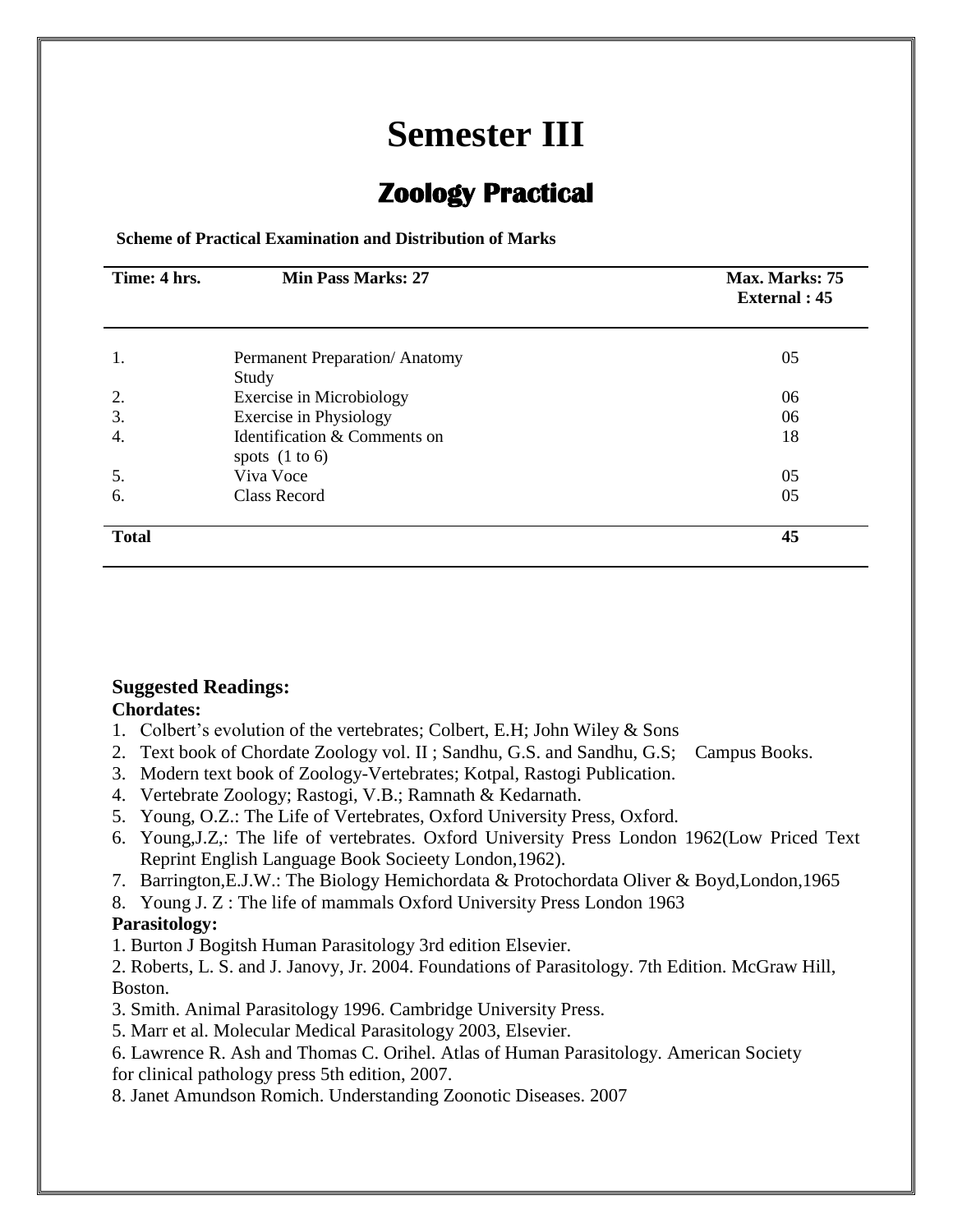# Semester III

## Zoology Practical

**Scheme of Practical Examination and Distribution of Marks**

| Time: 4 hrs. | Min Pass Marks: 27 | Max. Marks: 75<br>External : 45 |
|---|---|---|
| 1. | Permanent Preparation/ Anatomy Study | 05 |
| 2. | Exercise in Microbiology | 06 |
| 3. | Exercise in Physiology | 06 |
| 4. | Identification & Comments on spots (1 to 6) | 18 |
| 5. | Viva Voce | 05 |
| 6. | Class Record | 05 |
| **Total** | | **45** |

### Suggested Readings:

**Chordates:**

1. Colbert's evolution of the vertebrates; Colbert, E.H; John Wiley & Sons
2. Text book of Chordate Zoology vol. II ; Sandhu, G.S. and Sandhu, G.S; Campus Books.
3. Modern text book of Zoology-Vertebrates; Kotpal, Rastogi Publication.
4. Vertebrate Zoology; Rastogi, V.B.; Ramnath & Kedarnath.
5. Young, O.Z.: The Life of Vertebrates, Oxford University Press, Oxford.
6. Young,J.Z,: The life of vertebrates. Oxford University Press London 1962(Low Priced Text Reprint English Language Book Socieety London,1962).
7. Barrington,E.J.W.: The Biology Hemichordata & Protochordata Oliver & Boyd,London,1965
8. Young J. Z : The life of mammals Oxford University Press London 1963

**Parasitology:**

1. Burton J Bogitsh Human Parasitology 3rd edition Elsevier.
2. Roberts, L. S. and J. Janovy, Jr. 2004. Foundations of Parasitology. 7th Edition. McGraw Hill, Boston.
3. Smith. Animal Parasitology 1996. Cambridge University Press.
5. Marr et al. Molecular Medical Parasitology 2003, Elsevier.
6. Lawrence R. Ash and Thomas C. Orihel. Atlas of Human Parasitology. American Society for clinical pathology press 5th edition, 2007.
8. Janet Amundson Romich. Understanding Zoonotic Diseases. 2007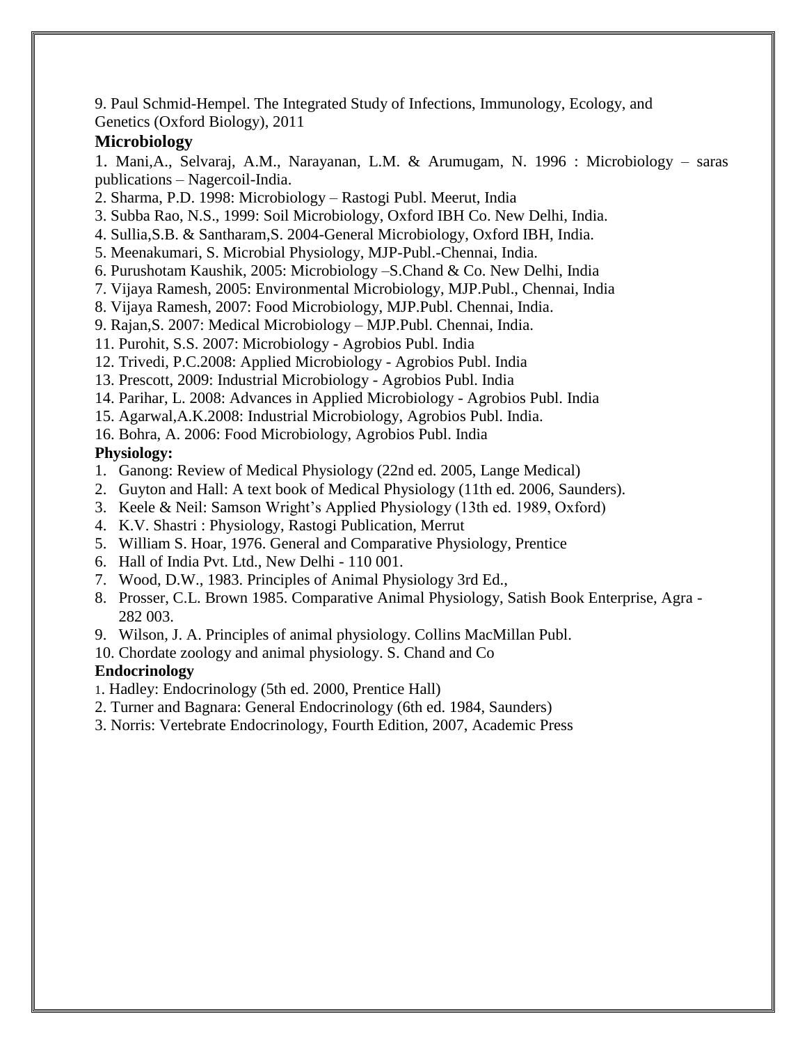9. Paul Schmid-Hempel. The Integrated Study of Infections, Immunology, Ecology, and Genetics (Oxford Biology), 2011

**Microbiology**

1. Mani,A., Selvaraj, A.M., Narayanan, L.M. & Arumugam, N. 1996 : Microbiology – saras publications – Nagercoil-India.
2. Sharma, P.D. 1998: Microbiology – Rastogi Publ. Meerut, India
3. Subba Rao, N.S., 1999: Soil Microbiology, Oxford IBH Co. New Delhi, India.
4. Sullia,S.B. & Santharam,S. 2004-General Microbiology, Oxford IBH, India.
5. Meenakumari, S. Microbial Physiology, MJP-Publ.-Chennai, India.
6. Purushotam Kaushik, 2005: Microbiology –S.Chand & Co. New Delhi, India
7. Vijaya Ramesh, 2005: Environmental Microbiology, MJP.Publ., Chennai, India
8. Vijaya Ramesh, 2007: Food Microbiology, MJP.Publ. Chennai, India.
9. Rajan,S. 2007: Medical Microbiology – MJP.Publ. Chennai, India.
11. Purohit, S.S. 2007: Microbiology - Agrobios Publ. India
12. Trivedi, P.C.2008: Applied Microbiology - Agrobios Publ. India
13. Prescott, 2009: Industrial Microbiology - Agrobios Publ. India
14. Parihar, L. 2008: Advances in Applied Microbiology - Agrobios Publ. India
15. Agarwal,A.K.2008: Industrial Microbiology, Agrobios Publ. India.
16. Bohra, A. 2006: Food Microbiology, Agrobios Publ. India

**Physiology:**

1. Ganong: Review of Medical Physiology (22nd ed. 2005, Lange Medical)
2. Guyton and Hall: A text book of Medical Physiology (11th ed. 2006, Saunders).
3. Keele & Neil: Samson Wright's Applied Physiology (13th ed. 1989, Oxford)
4. K.V. Shastri : Physiology, Rastogi Publication, Merrut
5. William S. Hoar, 1976. General and Comparative Physiology, Prentice
6. Hall of India Pvt. Ltd., New Delhi - 110 001.
7. Wood, D.W., 1983. Principles of Animal Physiology 3rd Ed.,
8. Prosser, C.L. Brown 1985. Comparative Animal Physiology, Satish Book Enterprise, Agra - 282 003.
9. Wilson, J. A. Principles of animal physiology. Collins MacMillan Publ.
10. Chordate zoology and animal physiology. S. Chand and Co

**Endocrinology**

1. Hadley: Endocrinology (5th ed. 2000, Prentice Hall)
2. Turner and Bagnara: General Endocrinology (6th ed. 1984, Saunders)
3. Norris: Vertebrate Endocrinology, Fourth Edition, 2007, Academic Press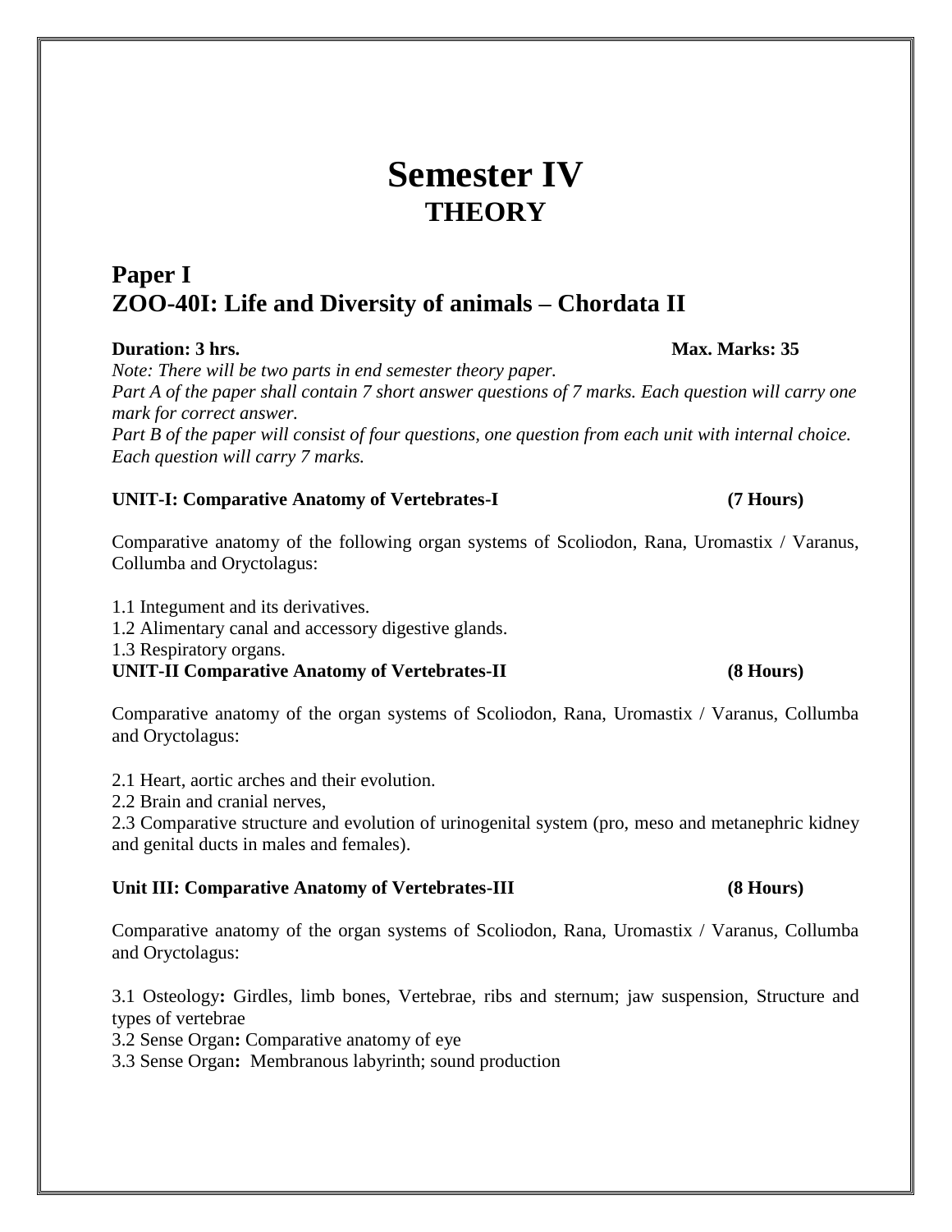# Semester IV
## THEORY

## Paper I
## ZOO-40I: Life and Diversity of animals – Chordata II

**Duration: 3 hrs.** **Max. Marks: 35**

*Note: There will be two parts in end semester theory paper.*
*Part A of the paper shall contain 7 short answer questions of 7 marks. Each question will carry one mark for correct answer.*
*Part B of the paper will consist of four questions, one question from each unit with internal choice. Each question will carry 7 marks.*

**UNIT-I: Comparative Anatomy of Vertebrates-I** **(7 Hours)**

Comparative anatomy of the following organ systems of Scoliodon, Rana, Uromastix / Varanus, Collumba and Oryctolagus:

1.1 Integument and its derivatives.
1.2 Alimentary canal and accessory digestive glands.
1.3 Respiratory organs.

**UNIT-II Comparative Anatomy of Vertebrates-II** **(8 Hours)**

Comparative anatomy of the organ systems of Scoliodon, Rana, Uromastix / Varanus, Collumba and Oryctolagus:

2.1 Heart, aortic arches and their evolution.
2.2 Brain and cranial nerves,
2.3 Comparative structure and evolution of urinogenital system (pro, meso and metanephric kidney and genital ducts in males and females).

**Unit III: Comparative Anatomy of Vertebrates-III** **(8 Hours)**

Comparative anatomy of the organ systems of Scoliodon, Rana, Uromastix / Varanus, Collumba and Oryctolagus:

3.1 Osteology**:** Girdles, limb bones, Vertebrae, ribs and sternum; jaw suspension, Structure and types of vertebrae
3.2 Sense Organ**:** Comparative anatomy of eye
3.3 Sense Organ**:** Membranous labyrinth; sound production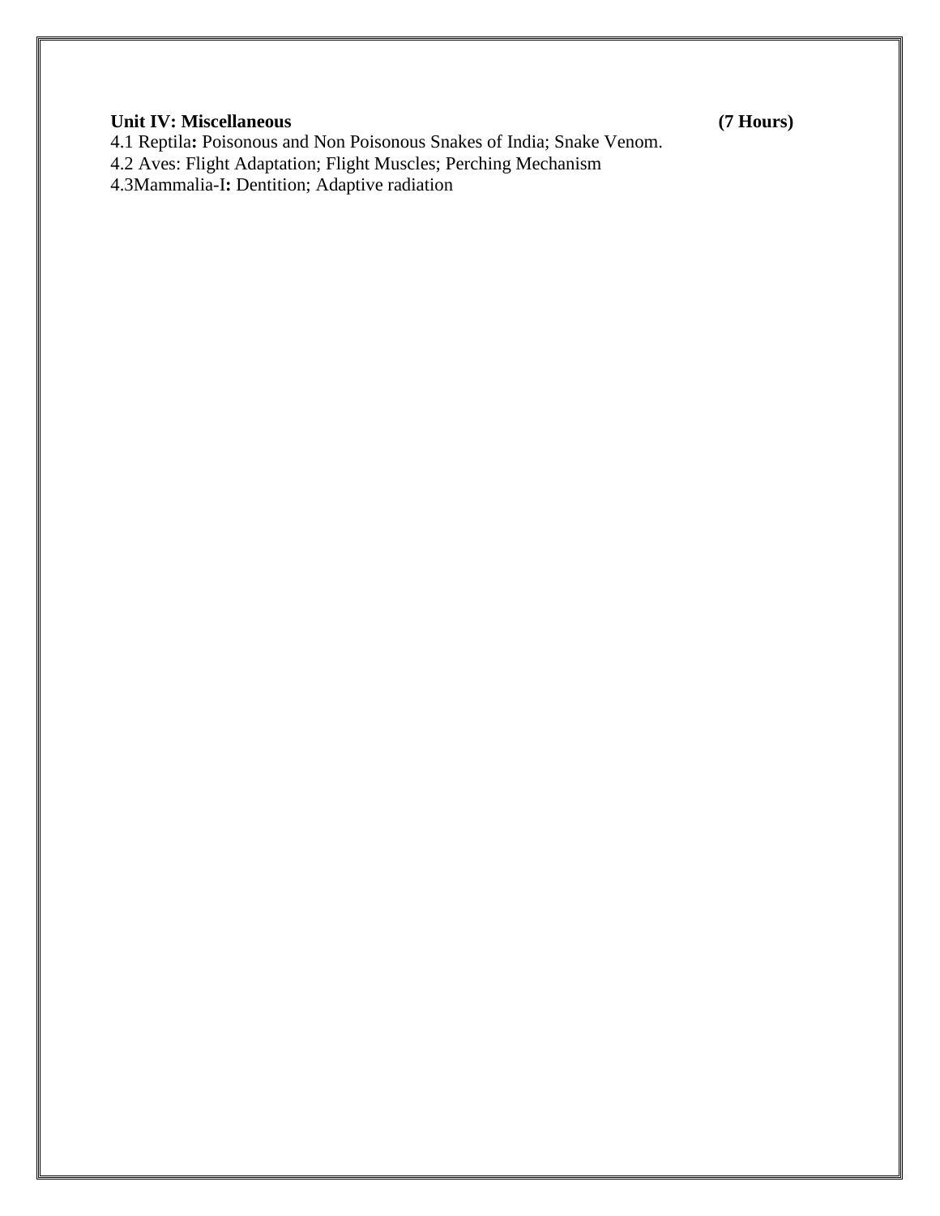**Unit IV: Miscellaneous** **(7 Hours)**

4.1 Reptila**:** Poisonous and Non Poisonous Snakes of India; Snake Venom.

4.2 Aves: Flight Adaptation; Flight Muscles; Perching Mechanism

4.3Mammalia-I**:** Dentition; Adaptive radiation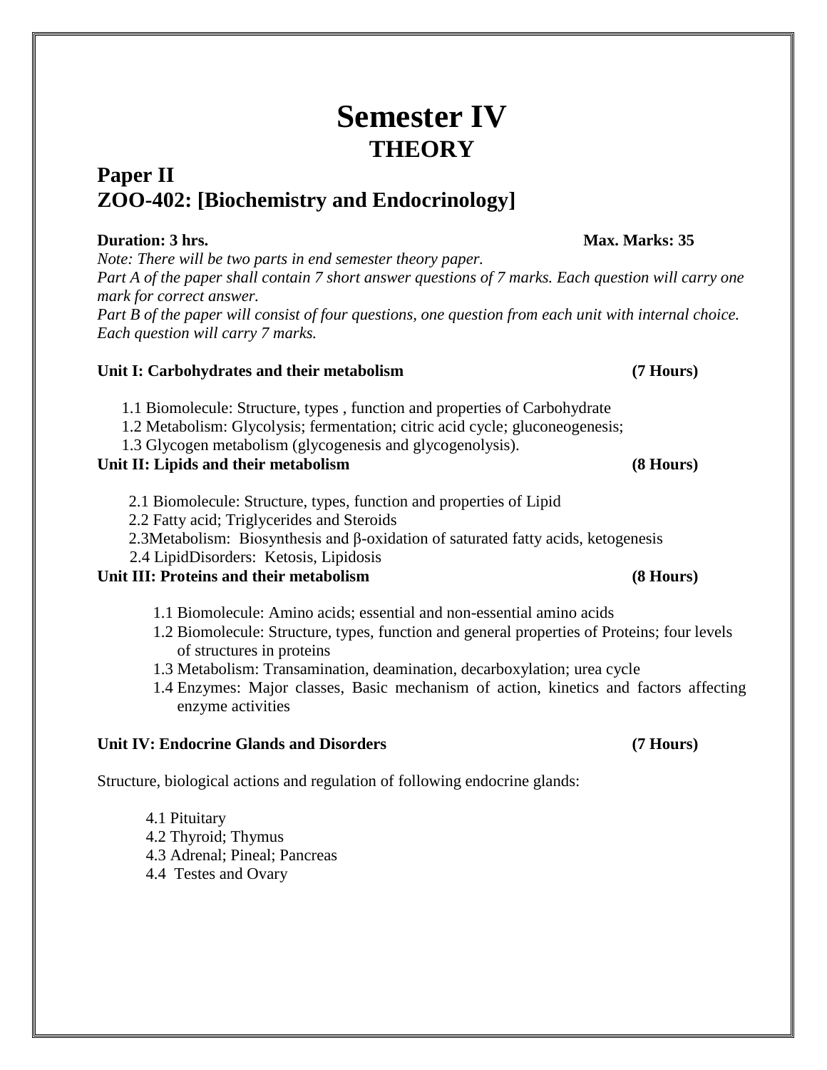# Semester IV

## THEORY

## Paper II

## ZOO-402: [Biochemistry and Endocrinology]

**Duration: 3 hrs.** **Max. Marks: 35**

*Note: There will be two parts in end semester theory paper.*

*Part A of the paper shall contain 7 short answer questions of 7 marks. Each question will carry one mark for correct answer.*

*Part B of the paper will consist of four questions, one question from each unit with internal choice. Each question will carry 7 marks.*

**Unit I: Carbohydrates and their metabolism** **(7 Hours)**

1.1 Biomolecule: Structure, types , function and properties of Carbohydrate

1.2 Metabolism: Glycolysis; fermentation; citric acid cycle; gluconeogenesis;

1.3 Glycogen metabolism (glycogenesis and glycogenolysis).

**Unit II: Lipids and their metabolism** **(8 Hours)**

2.1 Biomolecule: Structure, types, function and properties of Lipid

2.2 Fatty acid; Triglycerides and Steroids

2.3Metabolism: Biosynthesis and β-oxidation of saturated fatty acids, ketogenesis

2.4 LipidDisorders: Ketosis, Lipidosis

**Unit III: Proteins and their metabolism** **(8 Hours)**

1.1 Biomolecule: Amino acids; essential and non-essential amino acids

1.2 Biomolecule: Structure, types, function and general properties of Proteins; four levels of structures in proteins

1.3 Metabolism: Transamination, deamination, decarboxylation; urea cycle

1.4 Enzymes: Major classes, Basic mechanism of action, kinetics and factors affecting enzyme activities

**Unit IV: Endocrine Glands and Disorders** **(7 Hours)**

Structure, biological actions and regulation of following endocrine glands:

4.1 Pituitary

4.2 Thyroid; Thymus

4.3 Adrenal; Pineal; Pancreas

4.4 Testes and Ovary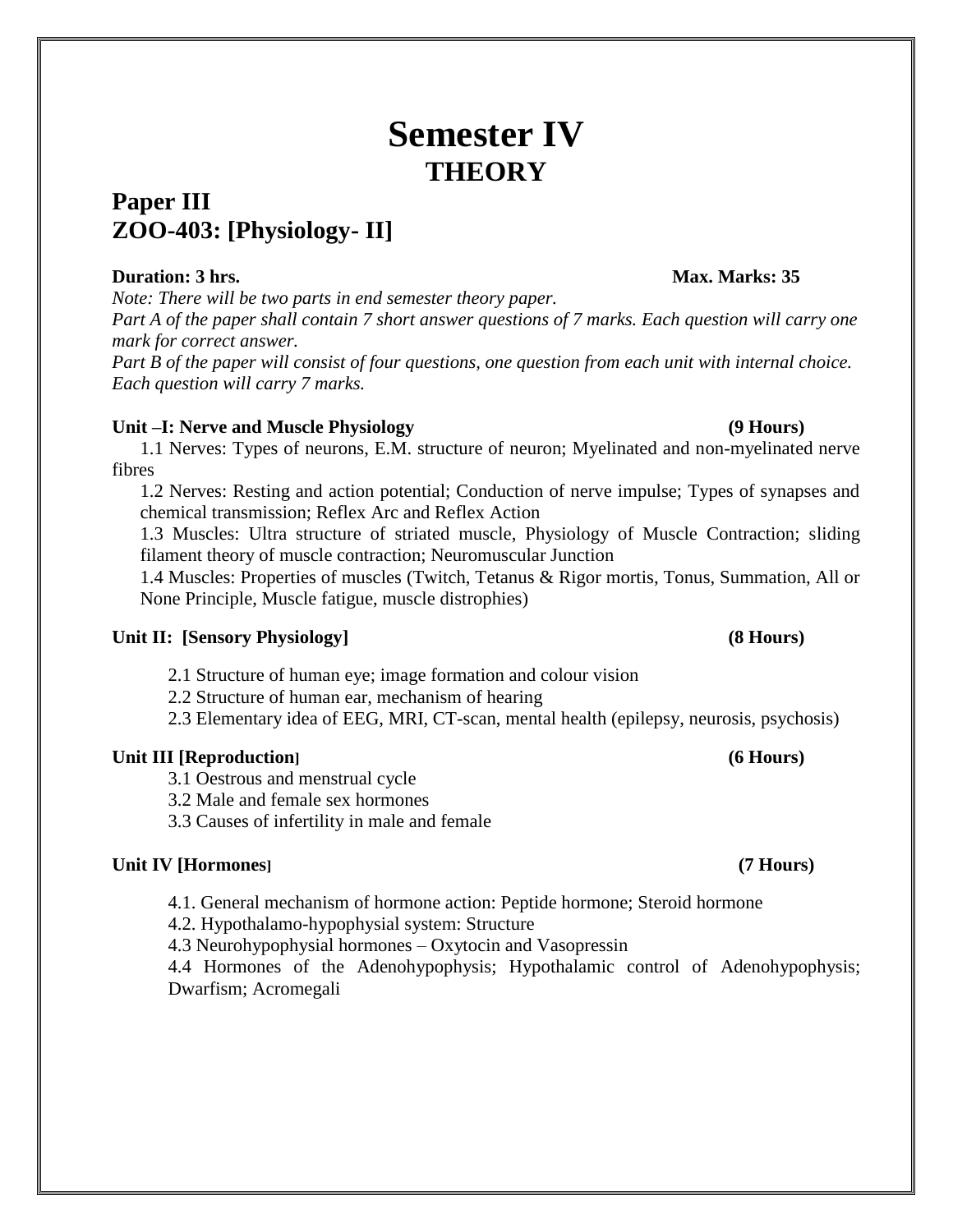# Semester IV
## THEORY

## Paper III
## ZOO-403: [Physiology- II]

**Duration: 3 hrs.** **Max. Marks: 35**

*Note: There will be two parts in end semester theory paper.*

*Part A of the paper shall contain 7 short answer questions of 7 marks. Each question will carry one mark for correct answer.*

*Part B of the paper will consist of four questions, one question from each unit with internal choice. Each question will carry 7 marks.*

**Unit –I: Nerve and Muscle Physiology** **(9 Hours)**

1.1 Nerves: Types of neurons, E.M. structure of neuron; Myelinated and non-myelinated nerve fibres

1.2 Nerves: Resting and action potential; Conduction of nerve impulse; Types of synapses and chemical transmission; Reflex Arc and Reflex Action

1.3 Muscles: Ultra structure of striated muscle, Physiology of Muscle Contraction; sliding filament theory of muscle contraction; Neuromuscular Junction

1.4 Muscles: Properties of muscles (Twitch, Tetanus & Rigor mortis, Tonus, Summation, All or None Principle, Muscle fatigue, muscle distrophies)

**Unit II: [Sensory Physiology]** **(8 Hours)**

2.1 Structure of human eye; image formation and colour vision

2.2 Structure of human ear, mechanism of hearing

2.3 Elementary idea of EEG, MRI, CT-scan, mental health (epilepsy, neurosis, psychosis)

**Unit III [Reproduction]** **(6 Hours)**

3.1 Oestrous and menstrual cycle

3.2 Male and female sex hormones

3.3 Causes of infertility in male and female

**Unit IV [Hormones]** **(7 Hours)**

4.1. General mechanism of hormone action: Peptide hormone; Steroid hormone

4.2. Hypothalamo-hypophysial system: Structure

4.3 Neurohypophysial hormones – Oxytocin and Vasopressin

4.4 Hormones of the Adenohypophysis; Hypothalamic control of Adenohypophysis; Dwarfism; Acromegali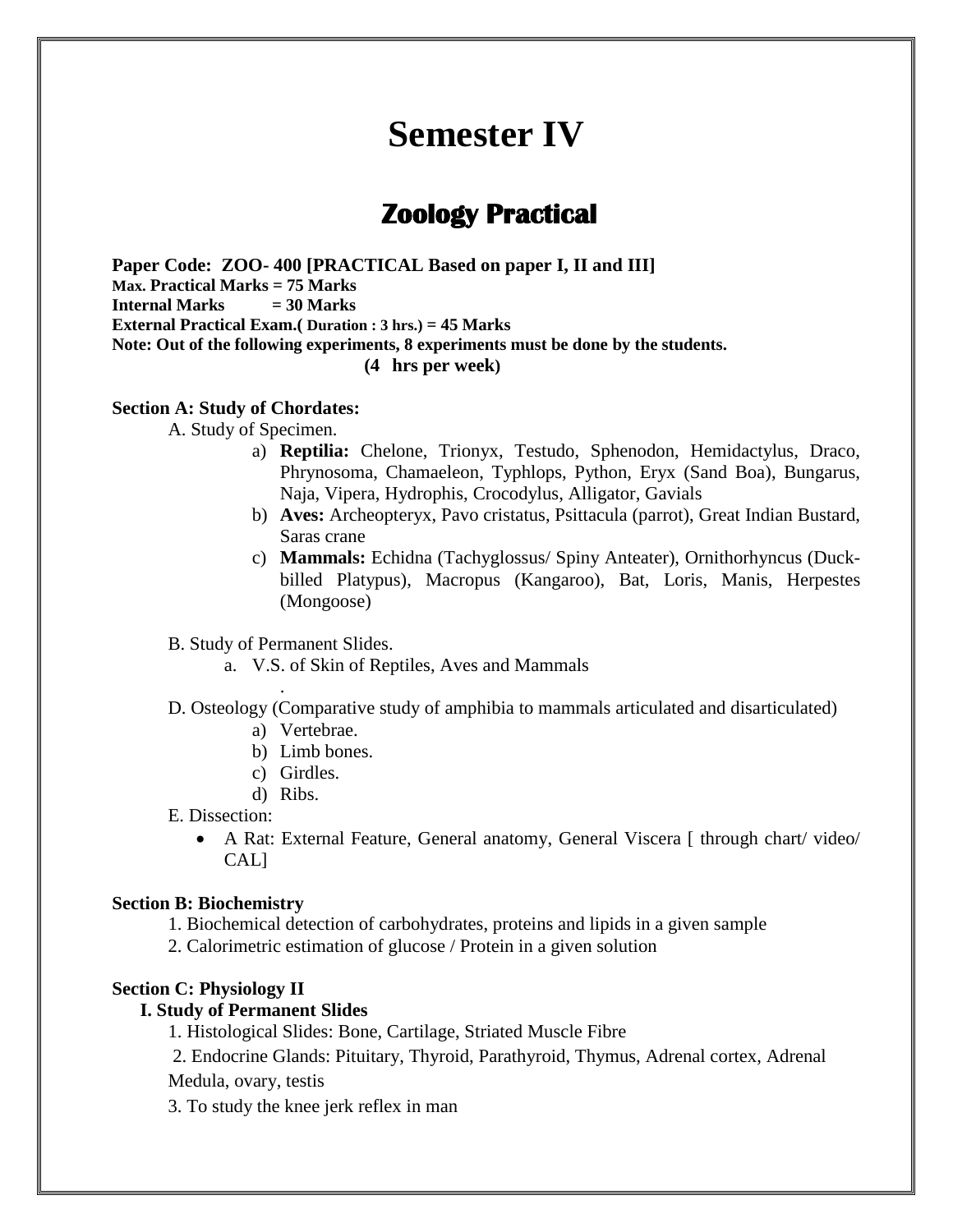# Semester IV

## Zoology Practical

**Paper Code: ZOO- 400 [PRACTICAL Based on paper I, II and III]**
**Max. Practical Marks = 75 Marks**
**Internal Marks = 30 Marks**
**External Practical Exam.( Duration : 3 hrs.) = 45 Marks**
**Note: Out of the following experiments, 8 experiments must be done by the students.**
**(4 hrs per week)**

**Section A: Study of Chordates:**

A. Study of Specimen.

a) **Reptilia:** Chelone, Trionyx, Testudo, Sphenodon, Hemidactylus, Draco, Phrynosoma, Chamaeleon, Typhlops, Python, Eryx (Sand Boa), Bungarus, Naja, Vipera, Hydrophis, Crocodylus, Alligator, Gavials
b) **Aves:** Archeopteryx, Pavo cristatus, Psittacula (parrot), Great Indian Bustard, Saras crane
c) **Mammals:** Echidna (Tachyglossus/ Spiny Anteater), Ornithorhyncus (Duck-billed Platypus), Macropus (Kangaroo), Bat, Loris, Manis, Herpestes (Mongoose)

B. Study of Permanent Slides.

a. V.S. of Skin of Reptiles, Aves and Mammals

.

D. Osteology (Comparative study of amphibia to mammals articulated and disarticulated)

a) Vertebrae.
b) Limb bones.
c) Girdles.
d) Ribs.

E. Dissection:

- A Rat: External Feature, General anatomy, General Viscera [ through chart/ video/ CAL]

**Section B: Biochemistry**

1. Biochemical detection of carbohydrates, proteins and lipids in a given sample
2. Calorimetric estimation of glucose / Protein in a given solution

**Section C: Physiology II**

**I. Study of Permanent Slides**

1. Histological Slides: Bone, Cartilage, Striated Muscle Fibre
2. Endocrine Glands: Pituitary, Thyroid, Parathyroid, Thymus, Adrenal cortex, Adrenal Medula, ovary, testis
3. To study the knee jerk reflex in man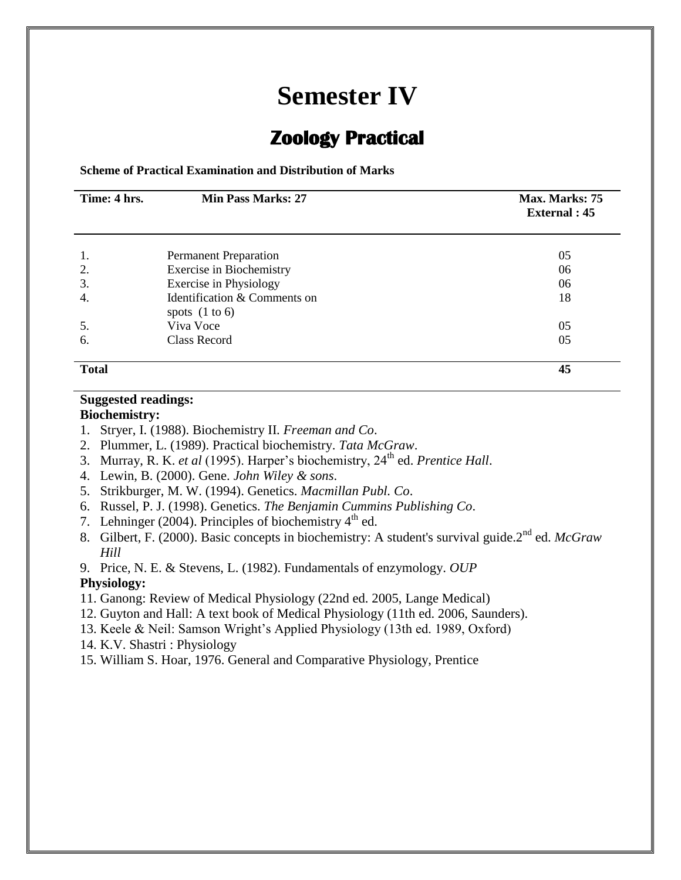# Semester IV

## Zoology Practical

**Scheme of Practical Examination and Distribution of Marks**

| **Time: 4 hrs.** | **Min Pass Marks: 27** | **Max. Marks: 75** **External : 45** |
|---|---|---|
| 1. | Permanent Preparation | 05 |
| 2. | Exercise in Biochemistry | 06 |
| 3. | Exercise in Physiology | 06 |
| 4. | Identification & Comments on spots (1 to 6) | 18 |
| 5. | Viva Voce | 05 |
| 6. | Class Record | 05 |
| **Total** | | **45** |

**Suggested readings:**

**Biochemistry:**

1. Stryer, I. (1988). Biochemistry II. *Freeman and Co*.
2. Plummer, L. (1989). Practical biochemistry. *Tata McGraw*.
3. Murray, R. K. *et al* (1995). Harper's biochemistry, 24th ed. *Prentice Hall*.
4. Lewin, B. (2000). Gene. *John Wiley & sons*.
5. Strikburger, M. W. (1994). Genetics. *Macmillan Publ. Co*.
6. Russel, P. J. (1998). Genetics. *The Benjamin Cummins Publishing Co*.
7. Lehninger (2004). Principles of biochemistry 4th ed.
8. Gilbert, F. (2000). Basic concepts in biochemistry: A student's survival guide.2nd ed. *McGraw Hill*
9. Price, N. E. & Stevens, L. (1982). Fundamentals of enzymology. *OUP*

**Physiology:**

11. Ganong: Review of Medical Physiology (22nd ed. 2005, Lange Medical)
12. Guyton and Hall: A text book of Medical Physiology (11th ed. 2006, Saunders).
13. Keele & Neil: Samson Wright's Applied Physiology (13th ed. 1989, Oxford)
14. K.V. Shastri : Physiology
15. William S. Hoar, 1976. General and Comparative Physiology, Prentice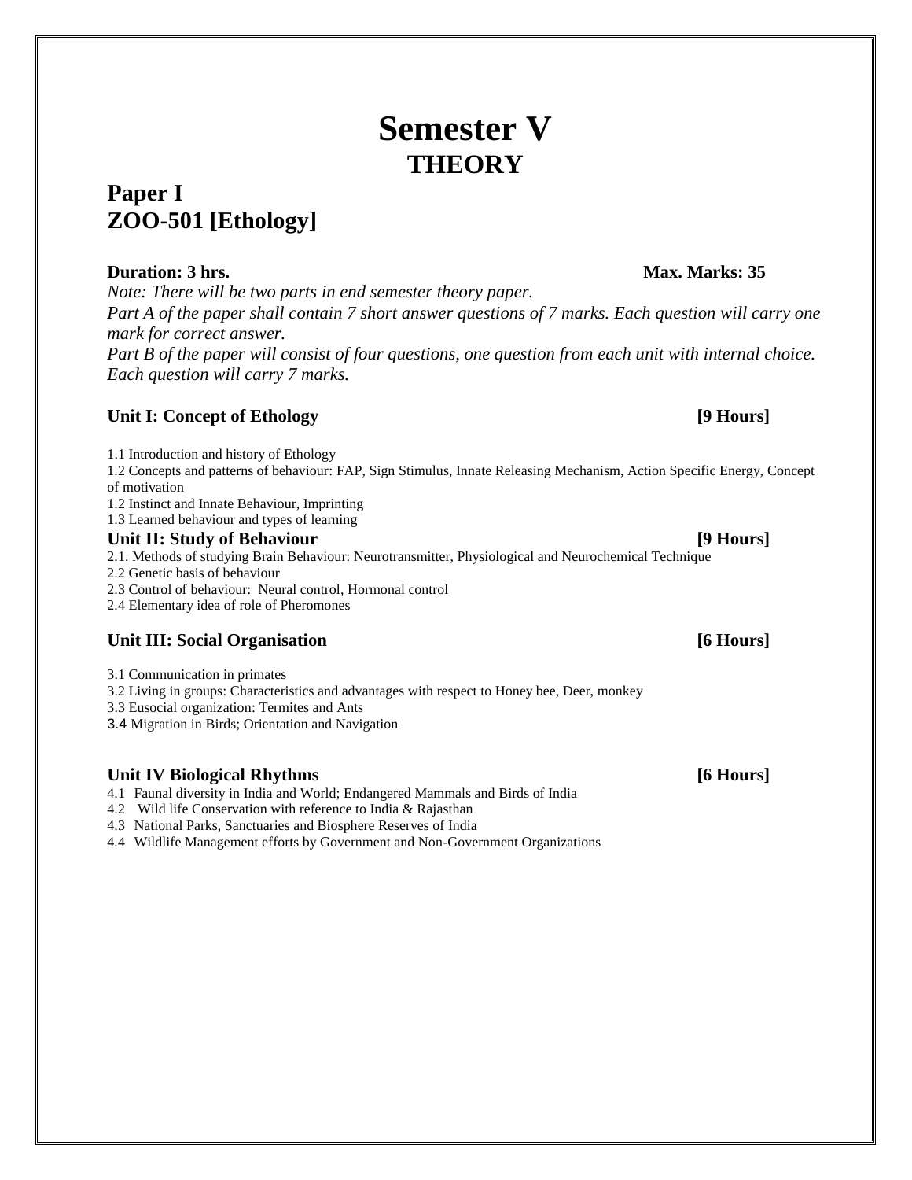# Semester V
## THEORY

## Paper I
## ZOO-501 [Ethology]

**Duration: 3 hrs.** **Max. Marks: 35**

*Note: There will be two parts in end semester theory paper.*
*Part A of the paper shall contain 7 short answer questions of 7 marks. Each question will carry one mark for correct answer.*
*Part B of the paper will consist of four questions, one question from each unit with internal choice. Each question will carry 7 marks.*

### Unit I: Concept of Ethology [9 Hours]

1.1 Introduction and history of Ethology
1.2 Concepts and patterns of behaviour: FAP, Sign Stimulus, Innate Releasing Mechanism, Action Specific Energy, Concept of motivation
1.2 Instinct and Innate Behaviour, Imprinting
1.3 Learned behaviour and types of learning

### Unit II: Study of Behaviour [9 Hours]

2.1. Methods of studying Brain Behaviour: Neurotransmitter, Physiological and Neurochemical Technique
2.2 Genetic basis of behaviour
2.3 Control of behaviour: Neural control, Hormonal control
2.4 Elementary idea of role of Pheromones

### Unit III: Social Organisation [6 Hours]

3.1 Communication in primates
3.2 Living in groups: Characteristics and advantages with respect to Honey bee, Deer, monkey
3.3 Eusocial organization: Termites and Ants
3.4 Migration in Birds; Orientation and Navigation

### Unit IV Biological Rhythms [6 Hours]

4.1 Faunal diversity in India and World; Endangered Mammals and Birds of India
4.2 Wild life Conservation with reference to India & Rajasthan
4.3 National Parks, Sanctuaries and Biosphere Reserves of India
4.4 Wildlife Management efforts by Government and Non-Government Organizations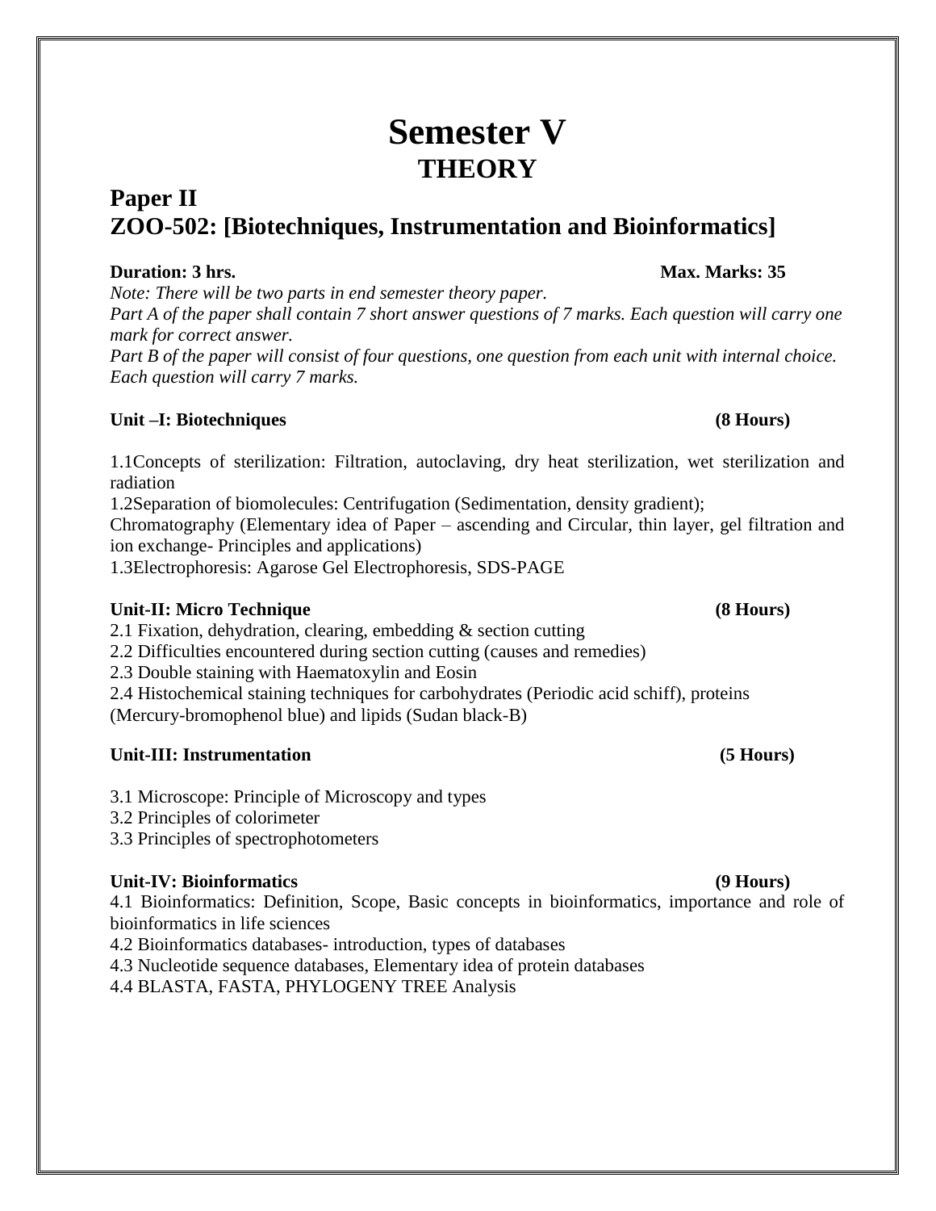# Semester V
## THEORY

## Paper II
## ZOO-502: [Biotechniques, Instrumentation and Bioinformatics]

**Duration: 3 hrs.** **Max. Marks: 35**

*Note: There will be two parts in end semester theory paper.*
*Part A of the paper shall contain 7 short answer questions of 7 marks. Each question will carry one mark for correct answer.*
*Part B of the paper will consist of four questions, one question from each unit with internal choice. Each question will carry 7 marks.*

**Unit –I: Biotechniques** **(8 Hours)**

1.1Concepts of sterilization: Filtration, autoclaving, dry heat sterilization, wet sterilization and radiation
1.2Separation of biomolecules: Centrifugation (Sedimentation, density gradient);
Chromatography (Elementary idea of Paper – ascending and Circular, thin layer, gel filtration and ion exchange- Principles and applications)
1.3Electrophoresis: Agarose Gel Electrophoresis, SDS-PAGE

**Unit-II: Micro Technique** **(8 Hours)**

2.1 Fixation, dehydration, clearing, embedding & section cutting
2.2 Difficulties encountered during section cutting (causes and remedies)
2.3 Double staining with Haematoxylin and Eosin
2.4 Histochemical staining techniques for carbohydrates (Periodic acid schiff), proteins (Mercury-bromophenol blue) and lipids (Sudan black-B)

**Unit-III: Instrumentation** **(5 Hours)**

3.1 Microscope: Principle of Microscopy and types
3.2 Principles of colorimeter
3.3 Principles of spectrophotometers

**Unit-IV: Bioinformatics** **(9 Hours)**

4.1 Bioinformatics: Definition, Scope, Basic concepts in bioinformatics, importance and role of bioinformatics in life sciences
4.2 Bioinformatics databases- introduction, types of databases
4.3 Nucleotide sequence databases, Elementary idea of protein databases
4.4 BLASTA, FASTA, PHYLOGENY TREE Analysis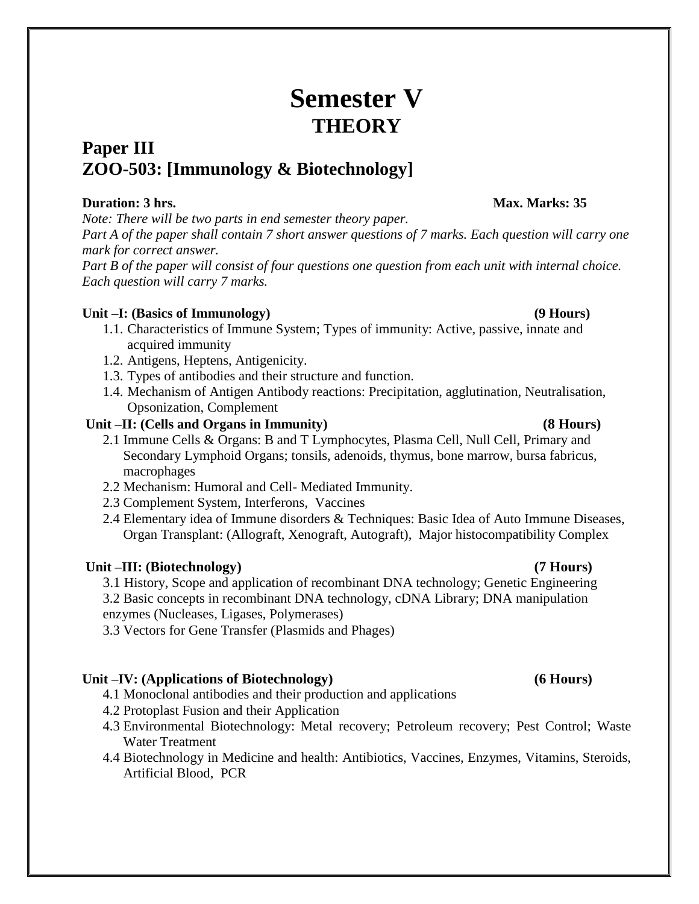# Semester V
## THEORY

## Paper III
## ZOO-503: [Immunology & Biotechnology]

**Duration: 3 hrs.** **Max. Marks: 35**

*Note: There will be two parts in end semester theory paper.*
*Part A of the paper shall contain 7 short answer questions of 7 marks. Each question will carry one mark for correct answer.*
*Part B of the paper will consist of four questions one question from each unit with internal choice. Each question will carry 7 marks.*

**Unit –I: (Basics of Immunology)** **(9 Hours)**

1.1. Characteristics of Immune System; Types of immunity: Active, passive, innate and acquired immunity
1.2. Antigens, Heptens, Antigenicity.
1.3. Types of antibodies and their structure and function.
1.4. Mechanism of Antigen Antibody reactions: Precipitation, agglutination, Neutralisation, Opsonization, Complement

**Unit –II: (Cells and Organs in Immunity)** **(8 Hours)**

2.1 Immune Cells & Organs: B and T Lymphocytes, Plasma Cell, Null Cell, Primary and Secondary Lymphoid Organs; tonsils, adenoids, thymus, bone marrow, bursa fabricus, macrophages
2.2 Mechanism: Humoral and Cell- Mediated Immunity.
2.3 Complement System, Interferons, Vaccines
2.4 Elementary idea of Immune disorders & Techniques: Basic Idea of Auto Immune Diseases, Organ Transplant: (Allograft, Xenograft, Autograft), Major histocompatibility Complex

**Unit –III: (Biotechnology)** **(7 Hours)**

3.1 History, Scope and application of recombinant DNA technology; Genetic Engineering
3.2 Basic concepts in recombinant DNA technology, cDNA Library; DNA manipulation enzymes (Nucleases, Ligases, Polymerases)
3.3 Vectors for Gene Transfer (Plasmids and Phages)

**Unit –IV: (Applications of Biotechnology)** **(6 Hours)**

4.1 Monoclonal antibodies and their production and applications
4.2 Protoplast Fusion and their Application
4.3 Environmental Biotechnology: Metal recovery; Petroleum recovery; Pest Control; Waste Water Treatment
4.4 Biotechnology in Medicine and health: Antibiotics, Vaccines, Enzymes, Vitamins, Steroids, Artificial Blood, PCR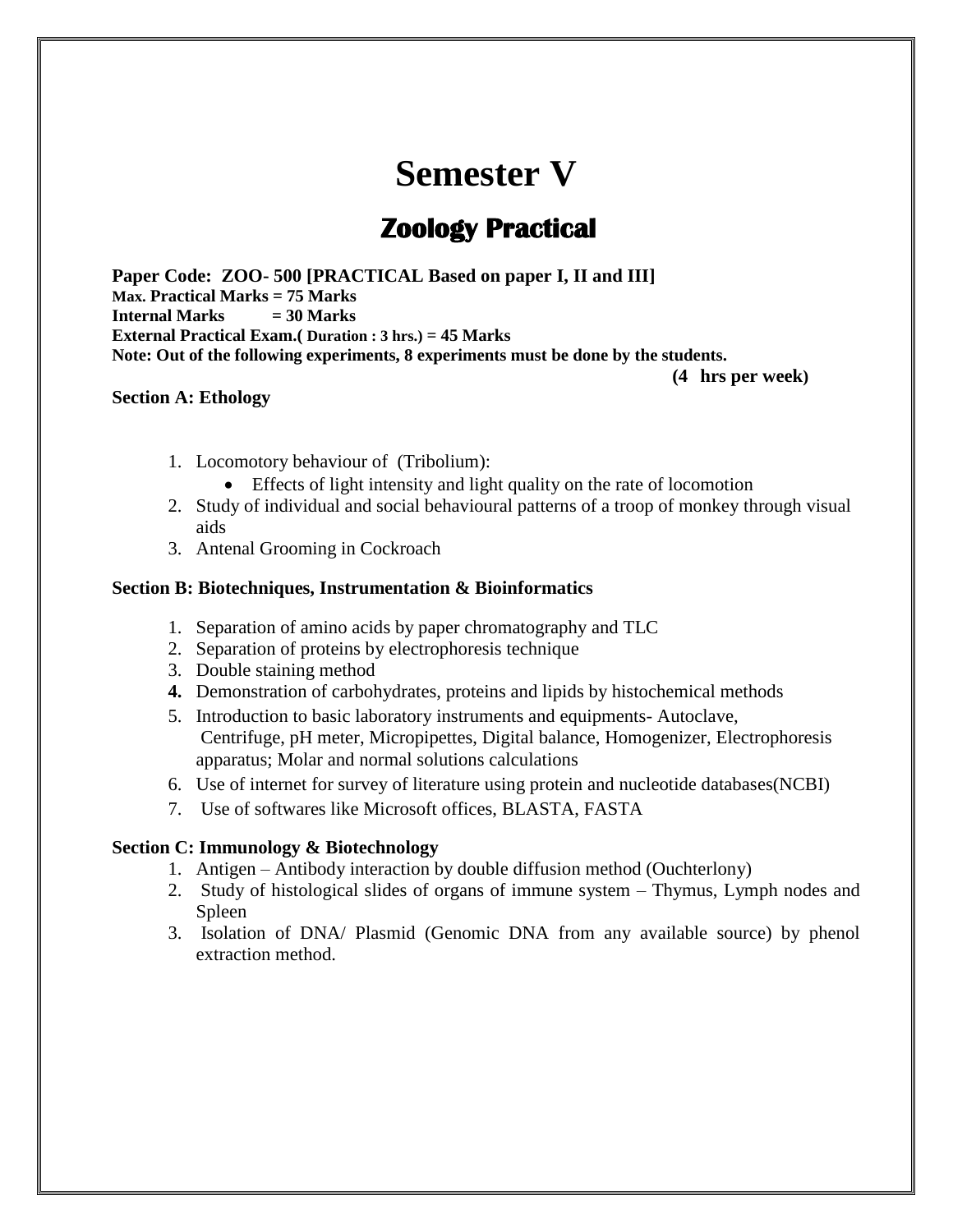# Semester V

## Zoology Practical

**Paper Code: ZOO- 500 [PRACTICAL Based on paper I, II and III]**
**Max. Practical Marks = 75 Marks**
**Internal Marks = 30 Marks**
**External Practical Exam.( Duration : 3 hrs.) = 45 Marks**
**Note: Out of the following experiments, 8 experiments must be done by the students.**

**(4 hrs per week)**

### Section A: Ethology

1. Locomotory behaviour of (Tribolium):
   - Effects of light intensity and light quality on the rate of locomotion
2. Study of individual and social behavioural patterns of a troop of monkey through visual aids
3. Antenal Grooming in Cockroach

### Section B: Biotechniques, Instrumentation & Bioinformatics

1. Separation of amino acids by paper chromatography and TLC
2. Separation of proteins by electrophoresis technique
3. Double staining method
4. Demonstration of carbohydrates, proteins and lipids by histochemical methods
5. Introduction to basic laboratory instruments and equipments- Autoclave, Centrifuge, pH meter, Micropipettes, Digital balance, Homogenizer, Electrophoresis apparatus; Molar and normal solutions calculations
6. Use of internet for survey of literature using protein and nucleotide databases(NCBI)
7. Use of softwares like Microsoft offices, BLASTA, FASTA

### Section C: Immunology & Biotechnology

1. Antigen – Antibody interaction by double diffusion method (Ouchterlony)
2. Study of histological slides of organs of immune system – Thymus, Lymph nodes and Spleen
3. Isolation of DNA/ Plasmid (Genomic DNA from any available source) by phenol extraction method.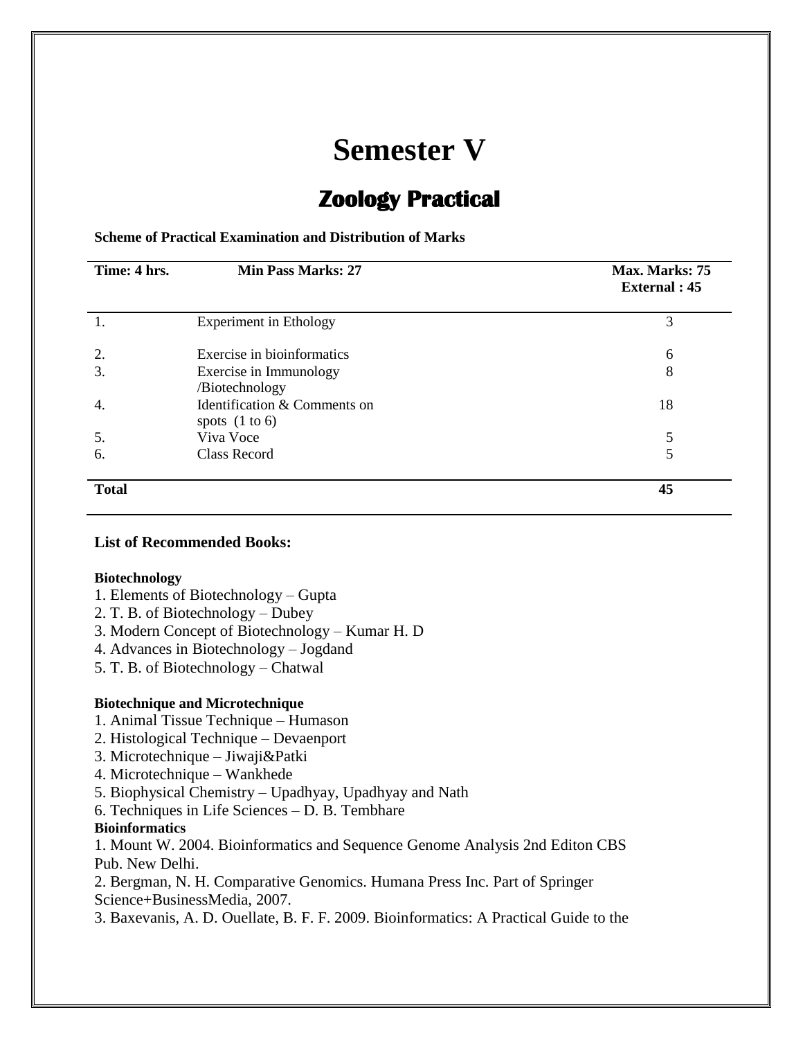# Semester V

## Zoology Practical

**Scheme of Practical Examination and Distribution of Marks**

| **Time: 4 hrs.** | **Min Pass Marks: 27** | **Max. Marks: 75**<br>**External : 45** |
|---|---|---|
| 1. | Experiment in Ethology | 3 |
| 2. | Exercise in bioinformatics | 6 |
| 3. | Exercise in Immunology /Biotechnology | 8 |
| 4. | Identification & Comments on spots (1 to 6) | 18 |
| 5. | Viva Voce | 5 |
| 6. | Class Record | 5 |
| **Total** | | **45** |

### List of Recommended Books:

**Biotechnology**

1. Elements of Biotechnology – Gupta
2. T. B. of Biotechnology – Dubey
3. Modern Concept of Biotechnology – Kumar H. D
4. Advances in Biotechnology – Jogdand
5. T. B. of Biotechnology – Chatwal

**Biotechnique and Microtechnique**

1. Animal Tissue Technique – Humason
2. Histological Technique – Devaenport
3. Microtechnique – Jiwaji&Patki
4. Microtechnique – Wankhede
5. Biophysical Chemistry – Upadhyay, Upadhyay and Nath
6. Techniques in Life Sciences – D. B. Tembhare

**Bioinformatics**

1. Mount W. 2004. Bioinformatics and Sequence Genome Analysis 2nd Editon CBS Pub. New Delhi.
2. Bergman, N. H. Comparative Genomics. Humana Press Inc. Part of Springer Science+BusinessMedia, 2007.
3. Baxevanis, A. D. Ouellate, B. F. F. 2009. Bioinformatics: A Practical Guide to the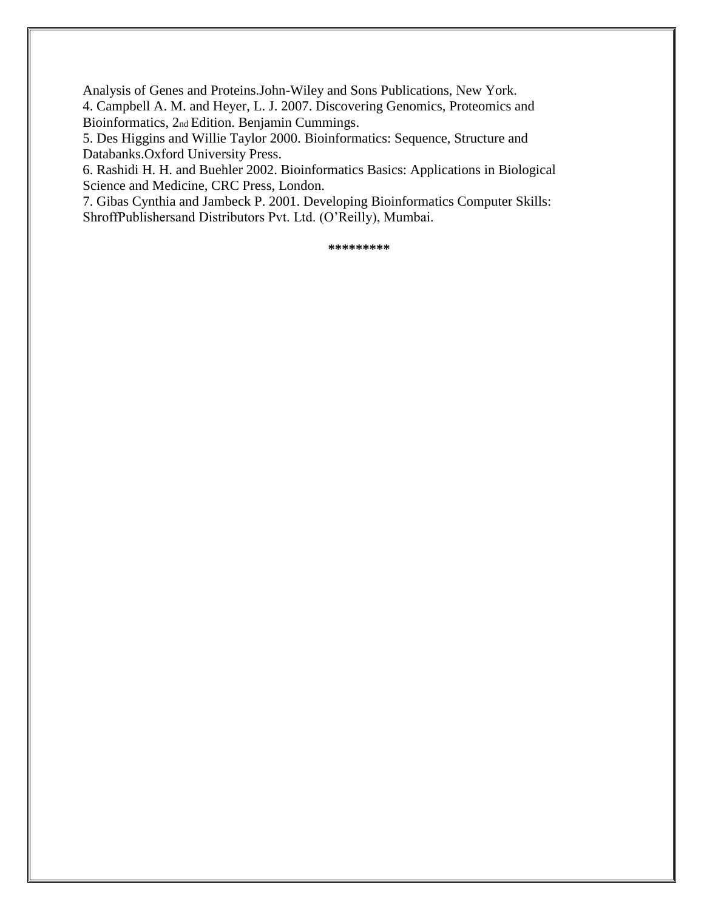Analysis of Genes and Proteins.John-Wiley and Sons Publications, New York.

4. Campbell A. M. and Heyer, L. J. 2007. Discovering Genomics, Proteomics and Bioinformatics, 2nd Edition. Benjamin Cummings.

5. Des Higgins and Willie Taylor 2000. Bioinformatics: Sequence, Structure and Databanks.Oxford University Press.

6. Rashidi H. H. and Buehler 2002. Bioinformatics Basics: Applications in Biological Science and Medicine, CRC Press, London.

7. Gibas Cynthia and Jambeck P. 2001. Developing Bioinformatics Computer Skills: ShroffPublishersand Distributors Pvt. Ltd. (O'Reilly), Mumbai.

*********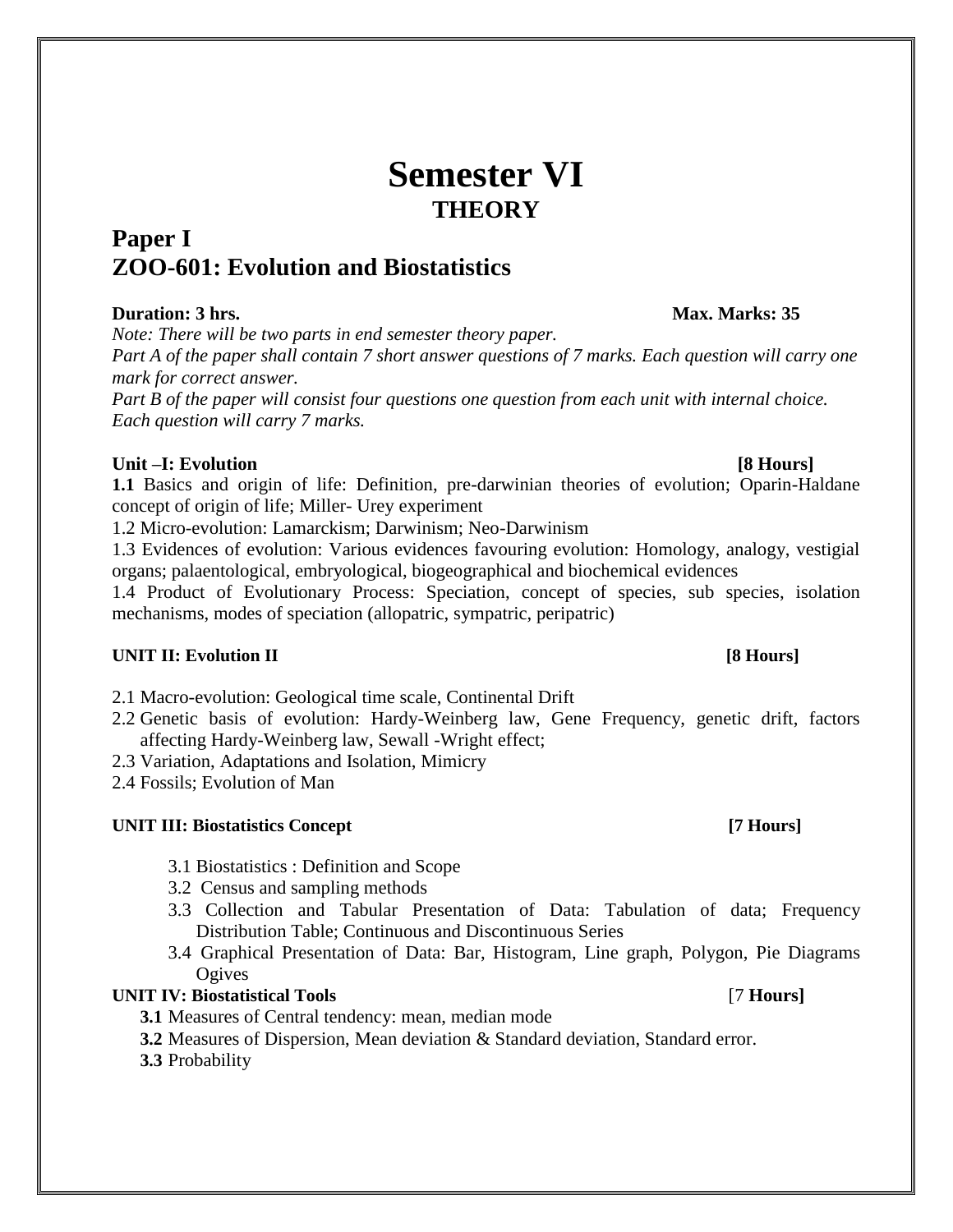# Semester VI

## THEORY

## Paper I
## ZOO-601: Evolution and Biostatistics

**Duration: 3 hrs.** **Max. Marks: 35**

*Note: There will be two parts in end semester theory paper.*

*Part A of the paper shall contain 7 short answer questions of 7 marks. Each question will carry one mark for correct answer.*

*Part B of the paper will consist four questions one question from each unit with internal choice. Each question will carry 7 marks.*

**Unit –I: Evolution** **[8 Hours]**

**1.1** Basics and origin of life: Definition, pre-darwinian theories of evolution; Oparin-Haldane concept of origin of life; Miller- Urey experiment

1.2 Micro-evolution: Lamarckism; Darwinism; Neo-Darwinism

1.3 Evidences of evolution: Various evidences favouring evolution: Homology, analogy, vestigial organs; palaentological, embryological, biogeographical and biochemical evidences

1.4 Product of Evolutionary Process: Speciation, concept of species, sub species, isolation mechanisms, modes of speciation (allopatric, sympatric, peripatric)

**UNIT II: Evolution II** **[8 Hours]**

2.1 Macro-evolution: Geological time scale, Continental Drift

2.2 Genetic basis of evolution: Hardy-Weinberg law, Gene Frequency, genetic drift, factors affecting Hardy-Weinberg law, Sewall -Wright effect;

2.3 Variation, Adaptations and Isolation, Mimicry

2.4 Fossils; Evolution of Man

**UNIT III: Biostatistics Concept** **[7 Hours]**

3.1 Biostatistics : Definition and Scope

3.2 Census and sampling methods

3.3 Collection and Tabular Presentation of Data: Tabulation of data; Frequency Distribution Table; Continuous and Discontinuous Series

3.4 Graphical Presentation of Data: Bar, Histogram, Line graph, Polygon, Pie Diagrams Ogives

**UNIT IV: Biostatistical Tools** [7 **Hours]**

**3.1** Measures of Central tendency: mean, median mode

**3.2** Measures of Dispersion, Mean deviation & Standard deviation, Standard error.

**3.3** Probability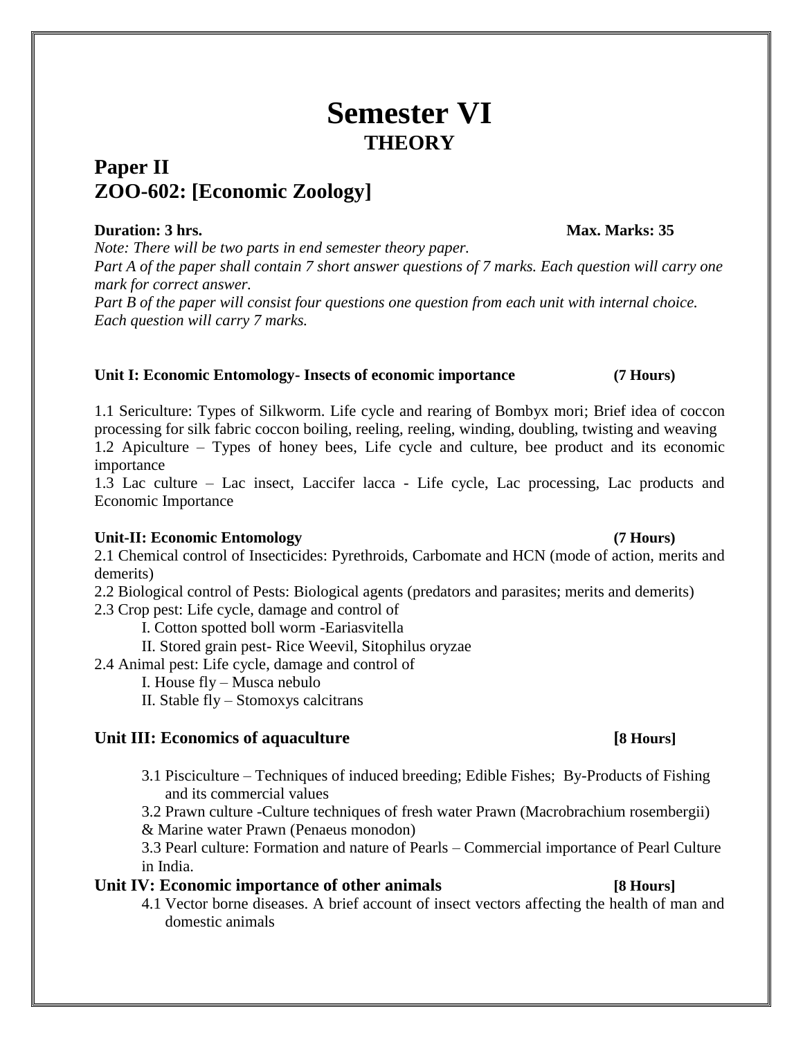# Semester VI

## THEORY

## Paper II
## ZOO-602: [Economic Zoology]

**Duration: 3 hrs.** **Max. Marks: 35**

*Note: There will be two parts in end semester theory paper.*

*Part A of the paper shall contain 7 short answer questions of 7 marks. Each question will carry one mark for correct answer.*

*Part B of the paper will consist four questions one question from each unit with internal choice. Each question will carry 7 marks.*

### Unit I: Economic Entomology- Insects of economic importance (7 Hours)

1.1 Sericulture: Types of Silkworm. Life cycle and rearing of Bombyx mori; Brief idea of coccon processing for silk fabric coccon boiling, reeling, reeling, winding, doubling, twisting and weaving

1.2 Apiculture – Types of honey bees, Life cycle and culture, bee product and its economic importance

1.3 Lac culture – Lac insect, Laccifer lacca - Life cycle, Lac processing, Lac products and Economic Importance

### Unit-II: Economic Entomology (7 Hours)

2.1 Chemical control of Insecticides: Pyrethroids, Carbomate and HCN (mode of action, merits and demerits)

2.2 Biological control of Pests: Biological agents (predators and parasites; merits and demerits)

2.3 Crop pest: Life cycle, damage and control of

I. Cotton spotted boll worm -Eariasvitella

II. Stored grain pest- Rice Weevil, Sitophilus oryzae

2.4 Animal pest: Life cycle, damage and control of

I. House fly – Musca nebulo

II. Stable fly – Stomoxys calcitrans

### Unit III: Economics of aquaculture [8 Hours]

3.1 Pisciculture – Techniques of induced breeding; Edible Fishes; By-Products of Fishing and its commercial values

3.2 Prawn culture -Culture techniques of fresh water Prawn (Macrobrachium rosembergii) & Marine water Prawn (Penaeus monodon)

3.3 Pearl culture: Formation and nature of Pearls – Commercial importance of Pearl Culture in India.

### Unit IV: Economic importance of other animals [8 Hours]

4.1 Vector borne diseases. A brief account of insect vectors affecting the health of man and domestic animals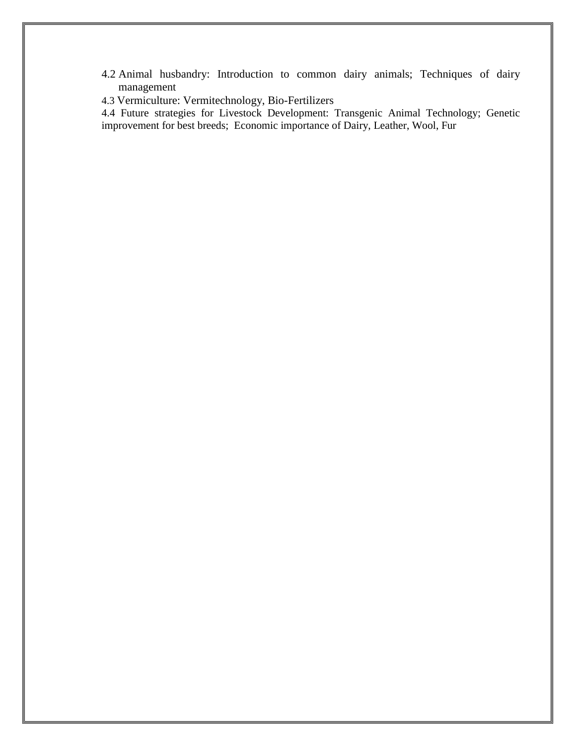4.2 Animal husbandry: Introduction to common dairy animals; Techniques of dairy management

4.3 Vermiculture: Vermitechnology, Bio-Fertilizers

4.4 Future strategies for Livestock Development: Transgenic Animal Technology; Genetic improvement for best breeds; Economic importance of Dairy, Leather, Wool, Fur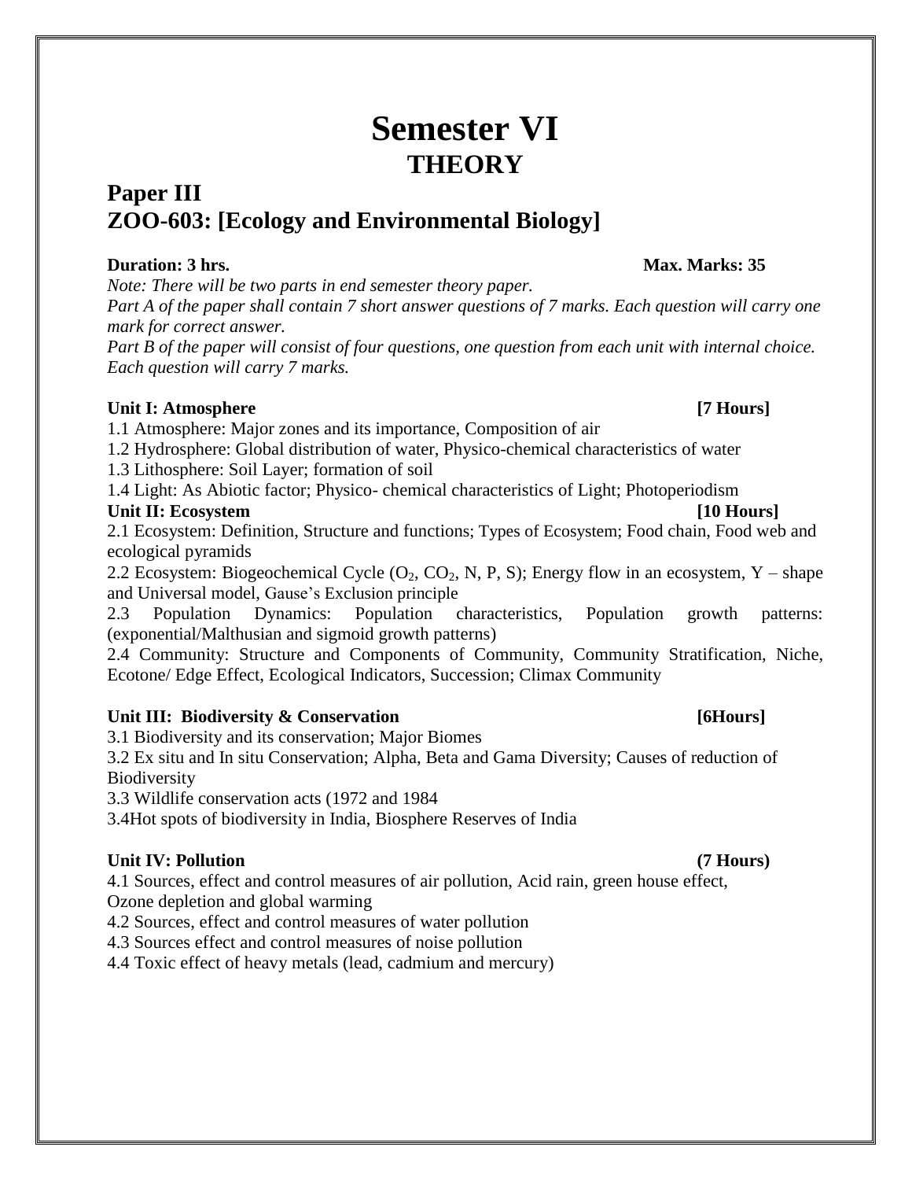# Semester VI
## THEORY

## Paper III
## ZOO-603: [Ecology and Environmental Biology]

**Duration: 3 hrs.** **Max. Marks: 35**

*Note: There will be two parts in end semester theory paper.*
*Part A of the paper shall contain 7 short answer questions of 7 marks. Each question will carry one mark for correct answer.*
*Part B of the paper will consist of four questions, one question from each unit with internal choice. Each question will carry 7 marks.*

**Unit I: Atmosphere** **[7 Hours]**

1.1 Atmosphere: Major zones and its importance, Composition of air
1.2 Hydrosphere: Global distribution of water, Physico-chemical characteristics of water
1.3 Lithosphere: Soil Layer; formation of soil
1.4 Light: As Abiotic factor; Physico- chemical characteristics of Light; Photoperiodism

**Unit II: Ecosystem** **[10 Hours]**

2.1 Ecosystem: Definition, Structure and functions; Types of Ecosystem; Food chain, Food web and ecological pyramids
2.2 Ecosystem: Biogeochemical Cycle ($O_2$, $CO_2$, N, P, S); Energy flow in an ecosystem, Y – shape and Universal model, Gause's Exclusion principle
2.3 Population Dynamics: Population characteristics, Population growth patterns: (exponential/Malthusian and sigmoid growth patterns)
2.4 Community: Structure and Components of Community, Community Stratification, Niche, Ecotone/ Edge Effect, Ecological Indicators, Succession; Climax Community

**Unit III: Biodiversity & Conservation** **[6Hours]**

3.1 Biodiversity and its conservation; Major Biomes
3.2 Ex situ and In situ Conservation; Alpha, Beta and Gama Diversity; Causes of reduction of Biodiversity
3.3 Wildlife conservation acts (1972 and 1984
3.4Hot spots of biodiversity in India, Biosphere Reserves of India

**Unit IV: Pollution** **(7 Hours)**

4.1 Sources, effect and control measures of air pollution, Acid rain, green house effect, Ozone depletion and global warming
4.2 Sources, effect and control measures of water pollution
4.3 Sources effect and control measures of noise pollution
4.4 Toxic effect of heavy metals (lead, cadmium and mercury)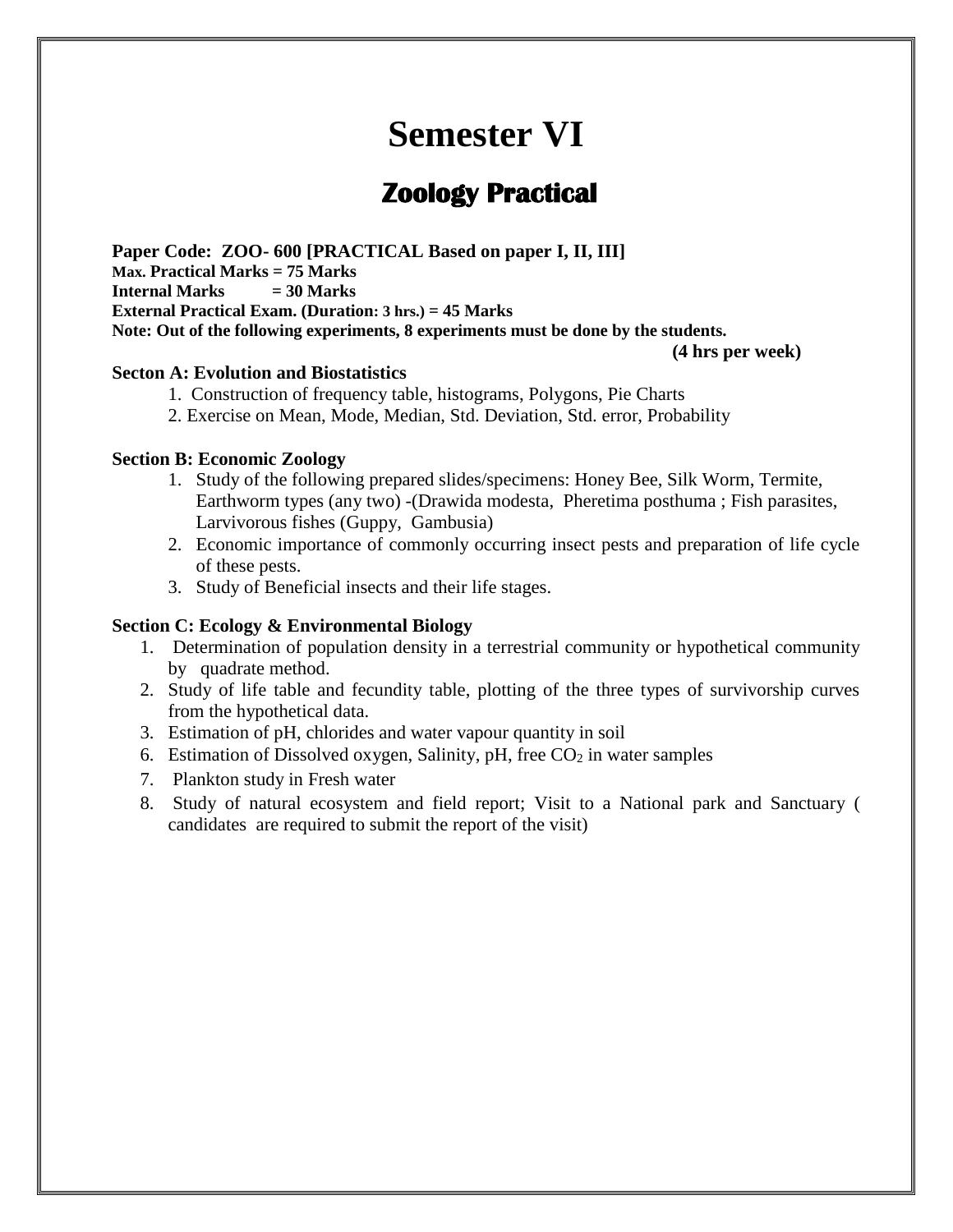# Semester VI

## Zoology Practical

**Paper Code: ZOO- 600 [PRACTICAL Based on paper I, II, III]**
**Max. Practical Marks = 75 Marks**
**Internal Marks = 30 Marks**
**External Practical Exam. (Duration: 3 hrs.) = 45 Marks**
**Note: Out of the following experiments, 8 experiments must be done by the students.**

**(4 hrs per week)**

**Secton A: Evolution and Biostatistics**

1. Construction of frequency table, histograms, Polygons, Pie Charts
2. Exercise on Mean, Mode, Median, Std. Deviation, Std. error, Probability

**Section B: Economic Zoology**

1. Study of the following prepared slides/specimens: Honey Bee, Silk Worm, Termite, Earthworm types (any two) -(Drawida modesta, Pheretima posthuma ; Fish parasites, Larvivorous fishes (Guppy, Gambusia)
2. Economic importance of commonly occurring insect pests and preparation of life cycle of these pests.
3. Study of Beneficial insects and their life stages.

**Section C: Ecology & Environmental Biology**

1. Determination of population density in a terrestrial community or hypothetical community by quadrate method.
2. Study of life table and fecundity table, plotting of the three types of survivorship curves from the hypothetical data.
3. Estimation of pH, chlorides and water vapour quantity in soil
6. Estimation of Dissolved oxygen, Salinity, pH, free $CO_2$ in water samples
7. Plankton study in Fresh water
8. Study of natural ecosystem and field report; Visit to a National park and Sanctuary ( candidates are required to submit the report of the visit)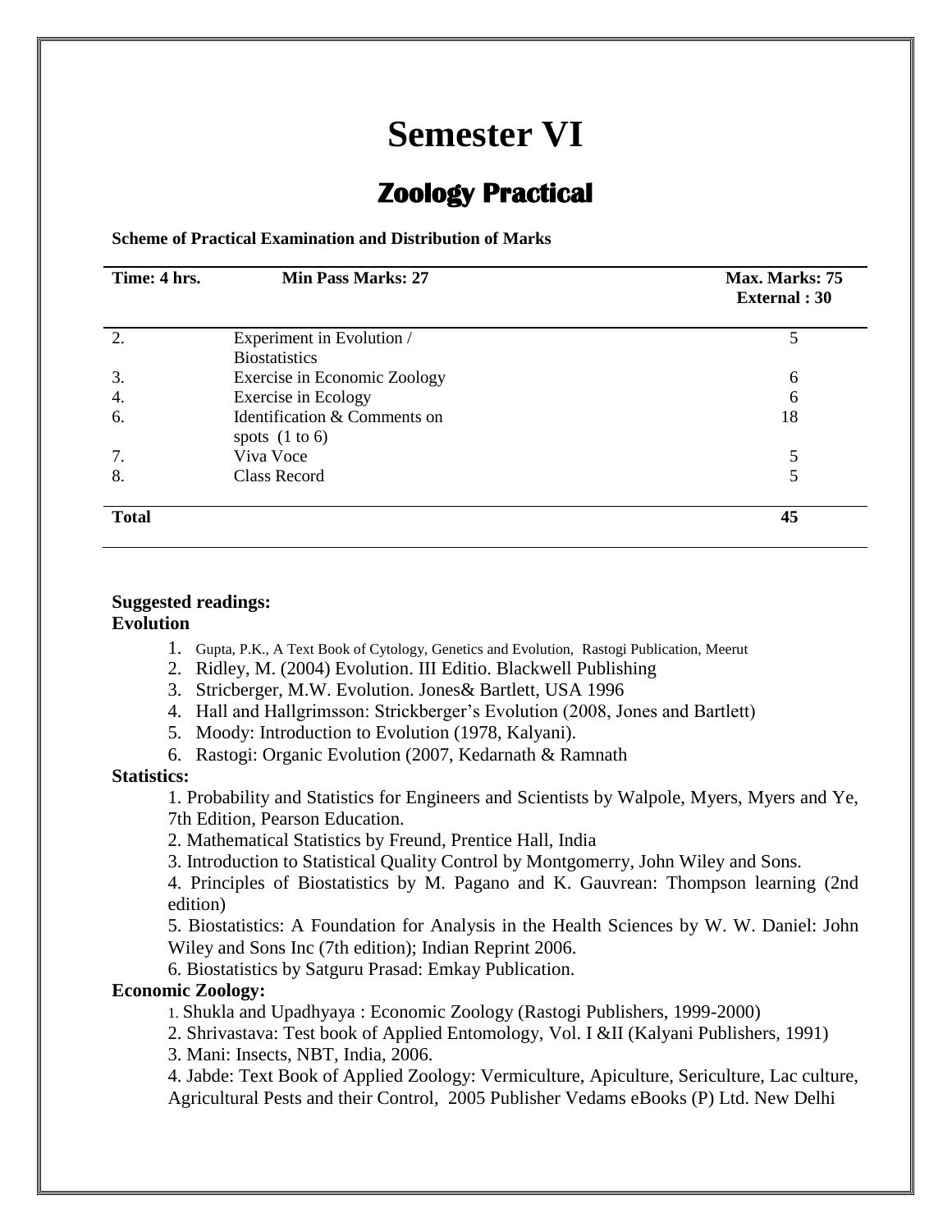# Semester VI

## Zoology Practical

**Scheme of Practical Examination and Distribution of Marks**

| **Time: 4 hrs.** | **Min Pass Marks: 27** | **Max. Marks: 75**<br>**External : 30** |
|---|---|---|
| 2. | Experiment in Evolution / Biostatistics | 5 |
| 3. | Exercise in Economic Zoology | 6 |
| 4. | Exercise in Ecology | 6 |
| 6. | Identification & Comments on spots (1 to 6) | 18 |
| 7. | Viva Voce | 5 |
| 8. | Class Record | 5 |
| **Total** | | **45** |

**Suggested readings:**

**Evolution**

1. Gupta, P.K., A Text Book of Cytology, Genetics and Evolution, Rastogi Publication, Meerut
2. Ridley, M. (2004) Evolution. III Editio. Blackwell Publishing
3. Stricberger, M.W. Evolution. Jones& Bartlett, USA 1996
4. Hall and Hallgrimsson: Strickberger's Evolution (2008, Jones and Bartlett)
5. Moody: Introduction to Evolution (1978, Kalyani).
6. Rastogi: Organic Evolution (2007, Kedarnath & Ramnath

**Statistics:**

1. Probability and Statistics for Engineers and Scientists by Walpole, Myers, Myers and Ye, 7th Edition, Pearson Education.
2. Mathematical Statistics by Freund, Prentice Hall, India
3. Introduction to Statistical Quality Control by Montgomerry, John Wiley and Sons.
4. Principles of Biostatistics by M. Pagano and K. Gauvrean: Thompson learning (2nd edition)
5. Biostatistics: A Foundation for Analysis in the Health Sciences by W. W. Daniel: John Wiley and Sons Inc (7th edition); Indian Reprint 2006.
6. Biostatistics by Satguru Prasad: Emkay Publication.

**Economic Zoology:**

1. Shukla and Upadhyaya : Economic Zoology (Rastogi Publishers, 1999-2000)
2. Shrivastava: Test book of Applied Entomology, Vol. I &II (Kalyani Publishers, 1991)
3. Mani: Insects, NBT, India, 2006.
4. Jabde: Text Book of Applied Zoology: Vermiculture, Apiculture, Sericulture, Lac culture, Agricultural Pests and their Control, 2005 Publisher Vedams eBooks (P) Ltd. New Delhi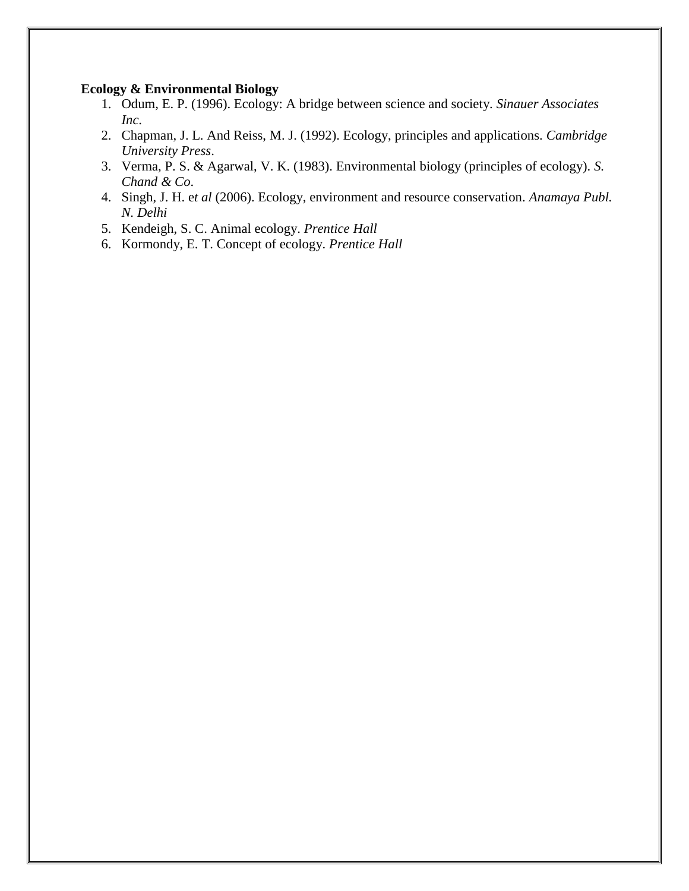**Ecology & Environmental Biology**

1. Odum, E. P. (1996). Ecology: A bridge between science and society. *Sinauer Associates Inc.*
2. Chapman, J. L. And Reiss, M. J. (1992). Ecology, principles and applications. *Cambridge University Press*.
3. Verma, P. S. & Agarwal, V. K. (1983). Environmental biology (principles of ecology). *S. Chand & Co*.
4. Singh, J. H. e*t al* (2006). Ecology, environment and resource conservation. *Anamaya Publ. N. Delhi*
5. Kendeigh, S. C. Animal ecology. *Prentice Hall*
6. Kormondy, E. T. Concept of ecology. *Prentice Hall*